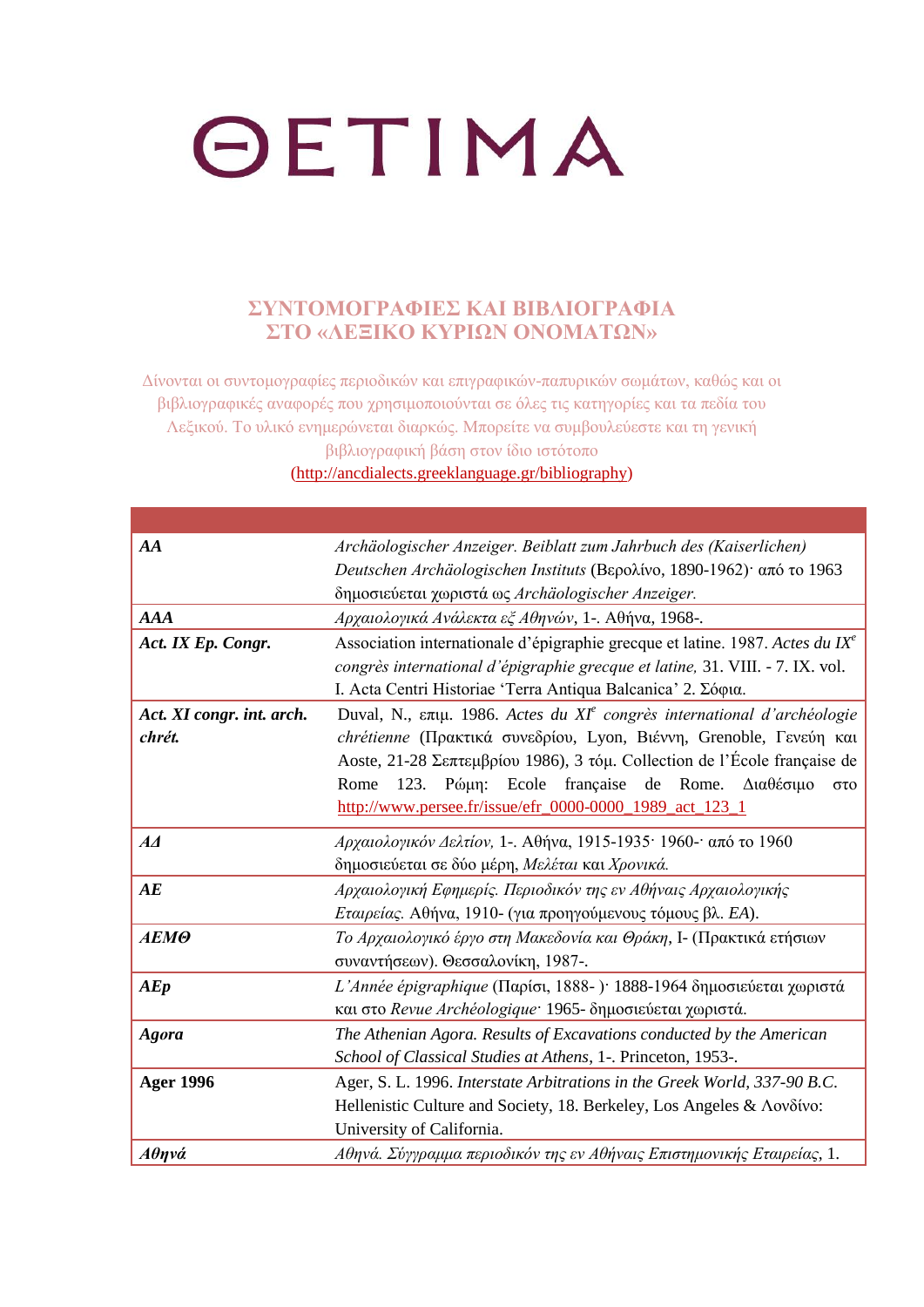# ΘΕΤΙΜΑ

## ΣΥΝΤΟΜΟΓΡΑΦΙΕΣ ΚΑΙ ΒΙΒΛΙΟΓΡΑΦΙΑ ΣΤΟ «ΛΕΞΙΚΟ ΚΥΡΙΩΝ ΟΝΟΜΑΤΩΝ»

Δίνονται οι συντομογραφίες περιοδικών και επιγραφικών-παπυρικών σωμάτων, καθώς και οι βιβλιογραφικές αναφορές που χρησιμοποιούνται σε όλες τις κατηγορίες και τα πεδία του Λεξικού. Το υλικό ενημερώνεται διαρκώς. Μπορείτε να συμβουλεύεστε και τη γενική βιβλιογραφική βάση στον ίδιο ιστότοπο (http://ancdialects.greeklanguage.gr/bibliography)

| | |
|---|---|
| ***AA*** | *Archäologischer Anzeiger. Beiblatt zum Jahrbuch des (Kaiserlichen) Deutschen Archäologischen Instituts* (Βερολίνο, 1890-1962)· από το 1963 δημοσιεύεται χωριστά ως *Archäologischer Anzeiger.* |
| ***AAA*** | *Αρχαιολογικά Ανάλεκτα εξ Αθηνών*, 1-. Αθήνα, 1968-. |
| ***Act. IX Ep. Congr.*** | Association internationale d'épigraphie grecque et latine. 1987. *Actes du IX*[e] *congrès international d'épigraphie grecque et latine,* 31. VIII. - 7. IX. vol. I. Acta Centri Historiae 'Terra Antiqua Balcanica' 2. Σόφια. |
| ***Act. XI congr. int. arch. chrét.*** | Duval, N., επιμ. 1986. *Actes du XI*[e] *congrès international d'archéologie chrétienne* (Πρακτικά συνεδρίου, Lyon, Βιέννη, Grenoble, Γενεύη και Aoste, 21-28 Σεπτεμβρίου 1986), 3 τόμ. Collection de l'École française de Rome 123. Ρώμη: Ecole française de Rome. Διαθέσιμο στο http://www.persee.fr/issue/efr_0000-0000_1989_act_123_1 |
| ***ΑΔ*** | *Αρχαιολογικόν Δελτίον,* 1-. Αθήνα, 1915-1935· 1960-· από το 1960 δημοσιεύεται σε δύο μέρη, *Μελέται* και *Χρονικά.* |
| ***ΑΕ*** | *Αρχαιολογική Εφημερίς. Περιοδικόν της εν Αθήναις Αρχαιολογικής Εταιρείας.* Αθήνα, 1910- (για προηγούμενους τόμους βλ. *ΕΑ*). |
| ***ΑΕΜΘ*** | *Το Αρχαιολογικό έργο στη Μακεδονία και Θράκη*, I- (Πρακτικά ετήσιων συναντήσεων). Θεσσαλονίκη, 1987-. |
| ***AEp*** | *L'Année épigraphique* (Παρίσι, 1888- )· 1888-1964 δημοσιεύεται χωριστά και στο *Revue Archéologique*· 1965- δημοσιεύεται χωριστά. |
| ***Agora*** | *The Athenian Agora. Results of Excavations conducted by the American School of Classical Studies at Athens*, 1-. Princeton, 1953-. |
| **Ager 1996** | Ager, S. L. 1996. *Interstate Arbitrations in the Greek World, 337-90 B.C.* Hellenistic Culture and Society, 18. Berkeley, Los Angeles & Λονδίνο: University of California. |
| ***Αθηνά*** | *Αθηνά. Σύγγραμμα περιοδικόν της εν Αθήναις Επιστημονικής Εταιρείας*, 1. |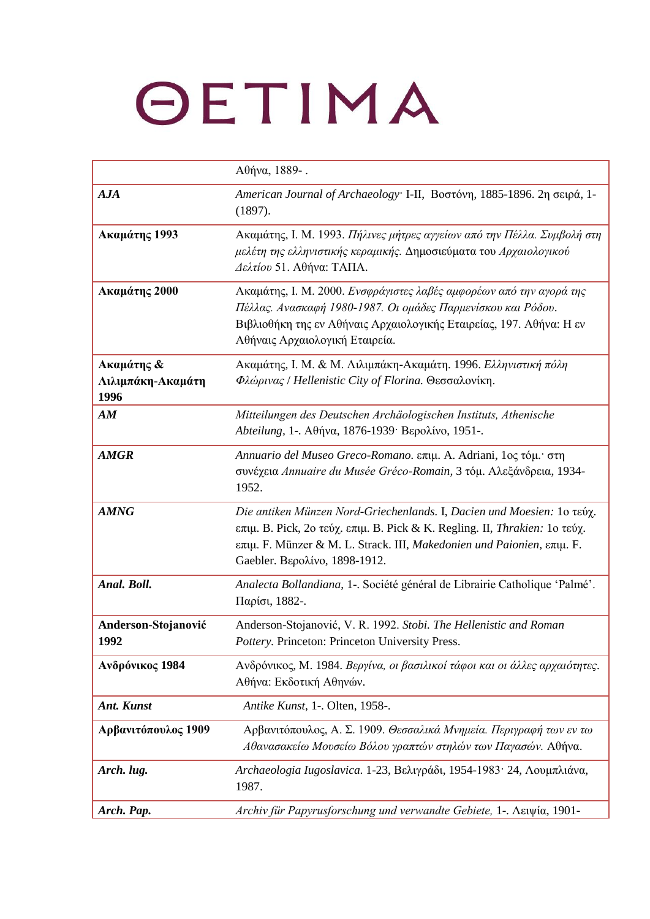| | |
|---|---|
| | Αθήνα, 1889- . |
| ***AJA*** | *American Journal of Archaeology*· I-II, Βοστόνη, 1885-1896. 2η σειρά, 1- (1897). |
| **Ακαμάτης 1993** | Ακαμάτης, Ι. Μ. 1993. *Πήλινες μήτρες αγγείων από την Πέλλα. Συμβολή στη μελέτη της ελληνιστικής κεραμικής*. Δημοσιεύματα του *Αρχαιολογικού Δελτίου* 51. Αθήνα: ΤΑΠΑ. |
| **Ακαμάτης 2000** | Ακαμάτης, Ι. Μ. 2000. *Ενσφράγιστες λαβές αμφορέων από την αγορά της Πέλλας. Ανασκαφή 1980-1987. Οι ομάδες Παρμενίσκου και Ρόδου*. Βιβλιοθήκη της εν Αθήναις Αρχαιολογικής Εταιρείας, 197. Αθήνα: Η εν Αθήναις Αρχαιολογική Εταιρεία. |
| **Ακαμάτης & Λιλιμπάκη-Ακαμάτη 1996** | Ακαμάτης, Ι. Μ. & Μ. Λιλιμπάκη-Ακαμάτη. 1996. *Ελληνιστική πόλη Φλώρινας* / *Hellenistic City of Florina.* Θεσσαλονίκη. |
| ***AM*** | *Mitteilungen des Deutschen Archäologischen Instituts, Athenische Abteilung*, 1-. Αθήνα, 1876-1939· Βερολίνο, 1951-. |
| ***AMGR*** | *Annuario del Museo Greco-Romano*. επιμ. A. Adriani, 1ος τόμ.· στη συνέχεια *Annuaire du Musée Gréco-Romain*, 3 τόμ. Αλεξάνδρεια, 1934-1952. |
| ***AMNG*** | *Die antiken Münzen Nord-Griechenlands*. I, *Dacien und Moesien:* 1ο τεύχ. επιμ. B. Pick, 2ο τεύχ. επιμ. B. Pick & K. Regling. II, *Thrakien:* 1ο τεύχ. επιμ. F. Münzer & M. L. Strack. III, *Makedonien und Paionien*, επιμ. F. Gaebler. Βερολίνο, 1898-1912. |
| ***Anal. Boll.*** | *Analecta Bollandiana*, 1-. Société général de Librairie Catholique 'Palmé'. Παρίσι, 1882-. |
| **Anderson-Stojanović 1992** | Anderson-Stojanović, V. R. 1992. *Stobi. The Hellenistic and Roman Pottery.* Princeton: Princeton University Press. |
| **Ανδρόνικος 1984** | Ανδρόνικος, Μ. 1984. *Βεργίνα, οι βασιλικοί τάφοι και οι άλλες αρχαιότητες*. Αθήνα: Εκδοτική Αθηνών. |
| ***Ant. Kunst*** | *Antike Kunst*, 1-. Olten, 1958-. |
| **Αρβανιτόπουλος 1909** | Αρβανιτόπουλος, Α. Σ. 1909. *Θεσσαλικά Μνημεία. Περιγραφή των εν τω Αθανασακείω Μουσείω Βόλου γραπτών στηλών των Παγασών.* Αθήνα. |
| ***Arch. Iug.*** | *Archaeologia Iugoslavica.* 1-23, Βελιγράδι, 1954-1983· 24, Λουμπλιάνα, 1987. |
| ***Arch. Pap.*** | *Archiv für Papyrusforschung und verwandte Gebiete,* 1-. Λειψία, 1901- |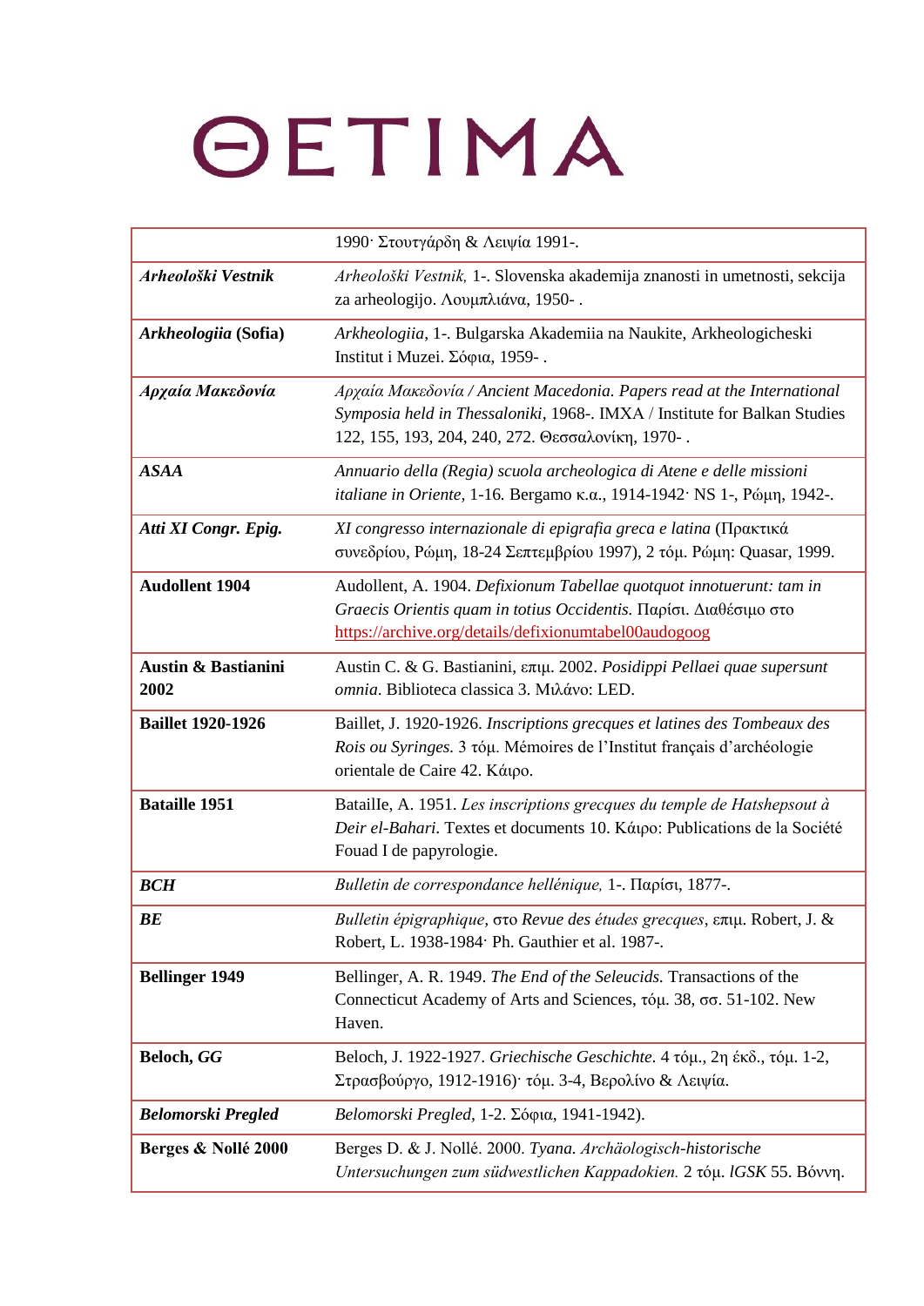# ΘΕΤΙΜΑ

| | |
|---|---|
| | 1990· Στουτγάρδη & Λειψία 1991-. |
| ***Arheološki Vestnik*** | *Arheološki Vestnik,* 1-. Slovenska akademija znanosti in umetnosti, sekcija za arheologijo. Λουμπλιάνα, 1950- . |
| ***Arkheologiia* (Sofia)** | *Arkheologiia*, 1-. Bulgarska Akademiia na Naukite, Arkheologicheski Institut i Muzei. Σόφια, 1959- . |
| ***Αρχαία Μακεδονία*** | *Αρχαία Μακεδονία / Ancient Macedonia. Papers read at the International Symposia held in Thessaloniki*, 1968-. ΙΜΧΑ / Institute for Balkan Studies 122, 155, 193, 204, 240, 272. Θεσσαλονίκη, 1970- . |
| ***ASAA*** | *Annuario della (Regia) scuola archeologica di Atene e delle missioni italiane in Oriente*, 1-16. Bergamo κ.α., 1914-1942· NS 1-, Ρώμη, 1942-. |
| ***Atti XI Congr. Epig.*** | *XI congresso internazionale di epigrafia greca e latina* (Πρακτικά συνεδρίου, Ρώμη, 18-24 Σεπτεμβρίου 1997), 2 τόμ. Ρώμη: Quasar, 1999. |
| **Audollent 1904** | Audollent, A. 1904. *Defixionum Tabellae quotquot innotuerunt: tam in Graecis Orientis quam in totius Occidentis.* Παρίσι. Διαθέσιμο στο https://archive.org/details/defixionumtabel00audogoog |
| **Austin & Bastianini 2002** | Austin C. & G. Bastianini, επιμ. 2002. *Posidippi Pellaei quae supersunt omnia*. Biblioteca classica 3. Μιλάνο: LED. |
| **Baillet 1920-1926** | Baillet, J. 1920-1926. *Inscriptions grecques et latines des Tombeaux des Rois ou Syringes.* 3 τόμ. Mémoires de l'Institut français d'archéologie orientale de Caire 42. Κάιρο. |
| **Bataille 1951** | BatailIe, A. 1951. *Les inscriptions grecques du temple de Hatshepsout à Deir el-Bahari.* Textes et documents 10. Κάιρο: Publications de la Société Fouad I de papyrologie. |
| ***BCH*** | *Bulletin de correspondance hellénique,* 1-. Παρίσι, 1877-. |
| ***BE*** | *Bulletin épigraphique*, στο *Revue des études grecques*, επιμ. Robert, J. & Robert, L. 1938-1984· Ph. Gauthier et al. 1987-. |
| **Bellinger 1949** | Bellinger, A. R. 1949. *The End of the Seleucids.* Transactions of the Connecticut Academy of Arts and Sciences, τόμ. 38, σσ. 51-102. New Haven. |
| **Beloch, *GG*** | Beloch, J. 1922-1927. *Griechische Geschichte*. 4 τόμ., 2η έκδ., τόμ. 1-2, Στρασβούργο, 1912-1916)· τόμ. 3-4, Βερολίνο & Λειψία. |
| ***Belomorski Pregled*** | *Belomorski Pregled*, 1-2. Σόφια, 1941-1942). |
| **Berges & Nollé 2000** | Berges D. & J. Nollé. 2000. *Tyana. Archäologisch-historische Untersuchungen zum südwestlichen Kappadokien.* 2 τόμ. *IGSK* 55. Βόννη. |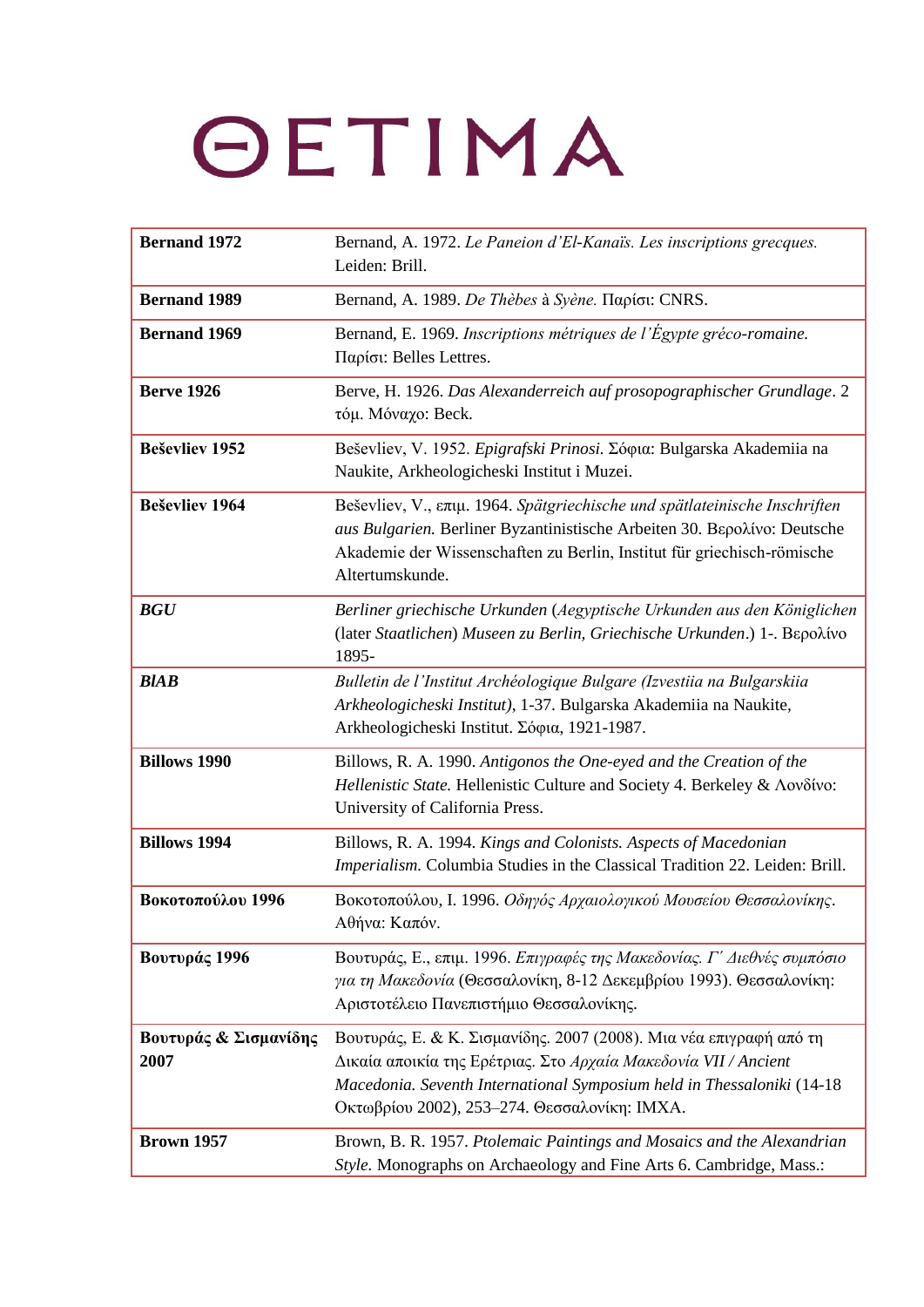# ΘΕΤΙΜΑ

| | |
|---|---|
| **Bernand 1972** | Bernand, A. 1972. *Le Paneion d'El-Kanaïs. Les inscriptions grecques.* Leiden: Brill. |
| **Bernand 1989** | Bernand, A. 1989. *De Thèbes* à *Syène.* Παρίσι: CNRS. |
| **Bernand 1969** | Bernand, E. 1969. *Inscriptions métriques de l'Égypte gréco-romaine.* Παρίσι: Belles Lettres. |
| **Berve 1926** | Berve, H. 1926. *Das Alexanderreich auf prosopographischer Grundlage*. 2 τόμ. Μόναχο: Beck. |
| **Beševliev 1952** | Beševliev, V. 1952. *Epigrafski Prinosi.* Σόφια: Bulgarska Akademiia na Naukite, Arkheologicheski Institut i Muzei. |
| **Beševliev 1964** | Beševliev, V., επιμ. 1964. *Spätgriechische und spätlateinische Inschriften aus Bulgarien.* Berliner Byzantinistische Arbeiten 30. Βερολίνο: Deutsche Akademie der Wissenschaften zu Berlin, Institut für griechisch-römische Altertumskunde. |
| ***BGU*** | *Berliner griechische Urkunden* (*Aegyptische Urkunden aus den Königlichen* (later *Staatlichen*) *Museen zu Berlin, Griechische Urkunden*.) 1-. Βερολίνο 1895- |
| ***BIAB*** | *Bulletin de l'Institut Archéologique Bulgare (Izvestiia na Bulgarskiia Arkheologicheski Institut)*, 1-37. Bulgarska Akademiia na Naukite, Arkheologicheski Institut. Σόφια, 1921-1987. |
| **Billows 1990** | Billows, R. A. 1990. *Antigonos the One-eyed and the Creation of the Hellenistic State.* Hellenistic Culture and Society 4. Berkeley & Λονδίνο: University of California Press. |
| **Billows 1994** | Billows, R. A. 1994. *Kings and Colonists. Aspects of Macedonian Imperialism.* Columbia Studies in the Classical Tradition 22. Leiden: Brill. |
| **Βοκοτοπούλου 1996** | Βοκοτοπούλου, Ι. 1996. *Οδηγός Αρχαιολογικού Μουσείου Θεσσαλονίκης*. Αθήνα: Καπόν. |
| **Βουτυράς 1996** | Βουτυράς, Ε., επιμ. 1996. *Επιγραφές της Μακεδονίας. Γ΄ Διεθνές συμπόσιο για τη Μακεδονία* (Θεσσαλονίκη, 8-12 Δεκεμβρίου 1993). Θεσσαλονίκη: Αριστοτέλειο Πανεπιστήμιο Θεσσαλονίκης. |
| **Βουτυράς & Σισμανίδης 2007** | Βουτυράς, Ε. & Κ. Σισμανίδης. 2007 (2008). Μια νέα επιγραφή από τη Δικαία αποικία της Ερέτριας. Στο *Αρχαία Μακεδονία VII / Ancient Macedonia. Seventh International Symposium held in Thessaloniki* (14-18 Οκτωβρίου 2002), 253–274. Θεσσαλονίκη: ΙΜΧΑ. |
| **Brown 1957** | Brown, B. R. 1957. *Ptolemaic Paintings and Mosaics and the Alexandrian Style.* Monographs on Archaeology and Fine Arts 6. Cambridge, Mass.: |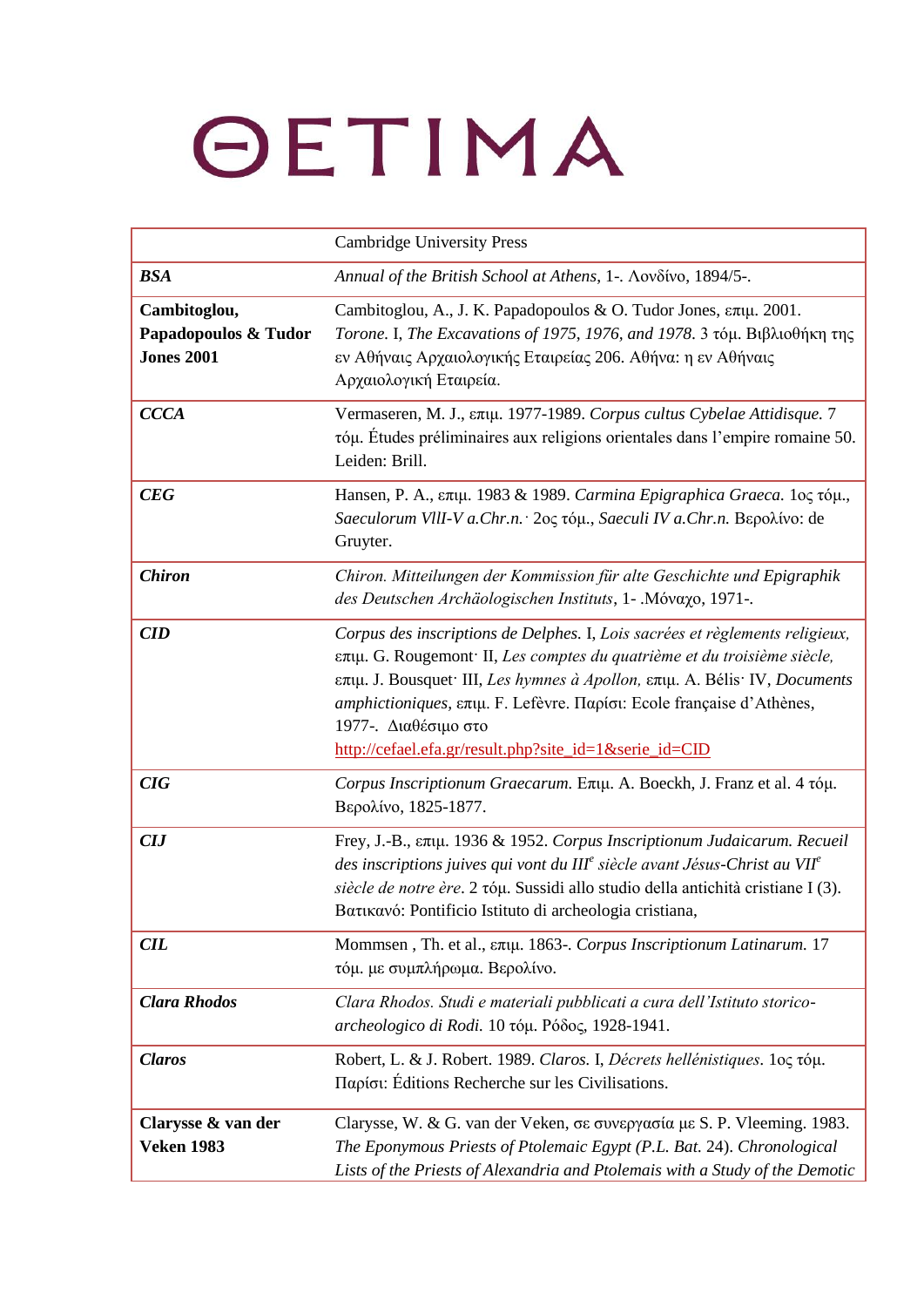# ΘΕΤΙΜΑ

| | |
|---|---|
| | Cambridge University Press |
| ***BSA*** | *Annual of the British School at Athens*, 1-. Λονδίνο, 1894/5-. |
| **Cambitoglou, Papadopoulos & Tudor Jones 2001** | Cambitoglou, A., J. K. Papadopoulos & O. Tudor Jones, επιμ. 2001. *Torone.* I, *The Excavations of 1975, 1976, and 1978.* 3 τόμ. Βιβλιοθήκη της εν Αθήναις Αρχαιολογικής Εταιρείας 206. Αθήνα: η εν Αθήναις Αρχαιολογική Εταιρεία. |
| ***CCCA*** | Vermaseren, M. J., επιμ. 1977-1989. *Corpus cultus Cybelae Attidisque.* 7 τόμ. Études préliminaires aux religions orientales dans l'empire romaine 50. Leiden: Brill. |
| ***CEG*** | Hansen, P. A., επιμ. 1983 & 1989. *Carmina Epigraphica Graeca.* 1ος τόμ., *Saeculorum VlII-V a.Chr.n.*· 2ος τόμ., *Saeculi IV a.Chr.n.* Βερολίνο: de Gruyter. |
| ***Chiron*** | *Chiron. Mitteilungen der Kommission für alte Geschichte und Epigraphik des Deutschen Archäologischen Instituts*, 1- .Μόναχο, 1971-. |
| ***CID*** | *Corpus des inscriptions de Delphes.* I, *Lois sacrées et règlements religieux,* επιμ. G. Rougemont· II, *Les comptes du quatrième et du troisième siècle,* επιμ. J. Bousquet· III, *Les hymnes à Apollon,* επιμ. A. Bélis· IV, *Documents amphictioniques*, επιμ. F. Lefèvre. Παρίσι: Ecole française d'Athènes, 1977-. Διαθέσιμο στο http://cefael.efa.gr/result.php?site_id=1&serie_id=CID |
| ***CIG*** | *Corpus Inscriptionum Graecarum*. Επιμ. A. Boeckh, J. Franz et al. 4 τόμ. Βερολίνο, 1825-1877. |
| ***CIJ*** | Frey, J.-B., επιμ. 1936 & 1952. *Corpus Inscriptionum Judaicarum. Recueil des inscriptions juives qui vont du III^e^ siècle avant Jésus-Christ au VII^e^ siècle de notre ère*. 2 τόμ. Sussidi allo studio della antichità cristiane I (3). Βατικανό: Pontificio Istituto di archeologia cristiana, |
| ***CIL*** | Mommsen , Th. et al., επιμ. 1863-. *Corpus Inscriptionum Latinarum.* 17 τόμ. με συμπλήρωμα. Βερολίνο. |
| ***Clara Rhodos*** | *Clara Rhodos. Studi e materiali pubblicati a cura dell'Istituto storico-archeologico di Rodi.* 10 τόμ. Ρόδος, 1928-1941. |
| ***Claros*** | Robert, L. & J. Robert. 1989. *Claros.* I, *Décrets hellénistiques*. 1ος τόμ. Παρίσι: Éditions Recherche sur les Civilisations. |
| **Clarysse & van der Veken 1983** | Clarysse, W. & G. van der Veken, σε συνεργασία με S. P. Vleeming. 1983. *The Eponymous Priests of Ptolemaic Egypt (P.L. Bat.* 24). *Chronological Lists of the Priests of Alexandria and Ptolemais with a Study of the Demotic* |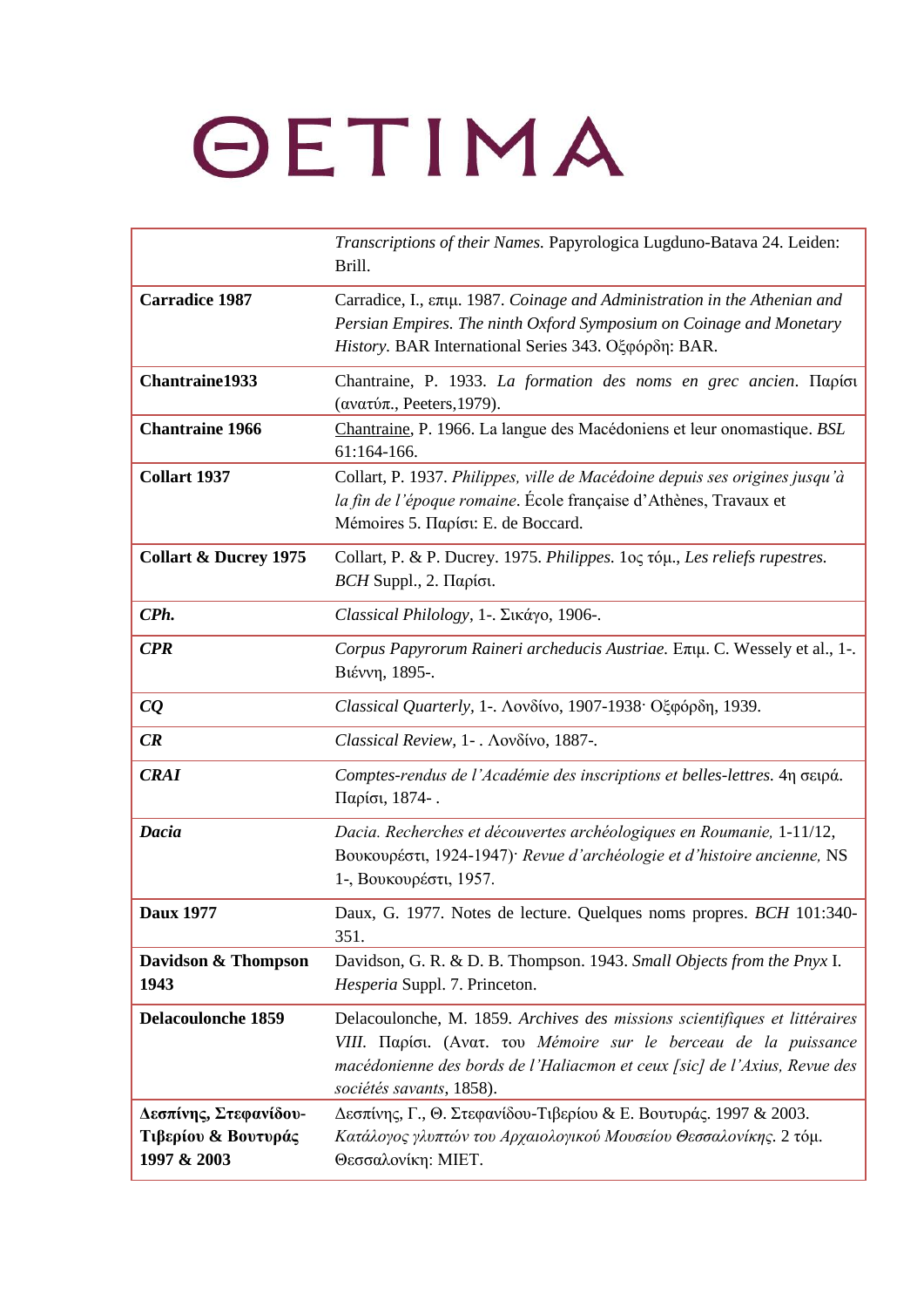| | |
|---|---|
| | *Transcriptions of their Names.* Papyrologica Lugduno-Batava 24. Leiden: Brill. |
| **Carradice 1987** | Carradice, I., επιμ. 1987. *Coinage and Administration in the Athenian and Persian Empires. The ninth Oxford Symposium on Coinage and Monetary History.* BAR International Series 343. Οξφόρδη: BAR. |
| **Chantraine1933** | Chantraine, P. 1933. *La formation des noms en grec ancien*. Παρίσι (ανατύπ., Peeters,1979). |
| **Chantraine 1966** | Chantraine, P. 1966. La langue des Macédoniens et leur onomastique. *BSL* 61:164-166. |
| **Collart 1937** | Collart, P. 1937. *Philippes, ville de Macédoine depuis ses origines jusqu'à la fin de l'époque romaine*. École française d'Athènes, Travaux et Mémoires 5. Παρίσι: E. de Boccard. |
| **Collart & Ducrey 1975** | Collart, P. & P. Ducrey. 1975. *Philippes.* 1ος τόμ., *Les reliefs rupestres. BCH* Suppl., 2. Παρίσι. |
| ***CPh.*** | *Classical Philology*, 1-. Σικάγο, 1906-. |
| ***CPR*** | *Corpus Papyrorum Raineri archeducis Austriae.* Επιμ. C. Wessely et al., 1-. Βιέννη, 1895-. |
| ***CQ*** | *Classical Quarterly,* 1-. Λονδίνο, 1907-1938· Οξφόρδη, 1939. |
| ***CR*** | *Classical Review*, 1- . Λονδίνο, 1887-. |
| ***CRAI*** | *Comptes-rendus de l'Académie des inscriptions et belles-lettres.* 4η σειρά. Παρίσι, 1874- . |
| ***Dacia*** | *Dacia. Recherches et découvertes archéologiques en Roumanie,* 1-11/12, Βουκουρέστι, 1924-1947)· *Revue d'archéologie et d'histoire ancienne,* NS 1-, Βουκουρέστι, 1957. |
| **Daux 1977** | Daux, G. 1977. Notes de lecture. Quelques noms propres. *BCH* 101:340-351. |
| **Davidson & Thompson 1943** | Davidson, G. R. & D. B. Thompson. 1943. *Small Objects from the Pnyx* I. *Hesperia* Suppl. 7. Princeton. |
| **Delacoulonche 1859** | Delacoulonche, M. 1859. *Archives des missions scientifiques et littéraires VIII.* Παρίσι. (Ανατ. του *Mémoire sur le berceau de la puissance macédonienne des bords de l'Haliacmon et ceux [sic] de l'Axius, Revue des sociétés savants*, 1858). |
| **Δεσπίνης, Στεφανίδου-Τιβερίου & Βουτυράς 1997 & 2003** | Δεσπίνης, Γ., Θ. Στεφανίδου-Τιβερίου & Ε. Βουτυράς. 1997 & 2003. *Κατάλογος γλυπτών του Αρχαιολογικού Μουσείου Θεσσαλονίκης*. 2 τόμ. Θεσσαλονίκη: ΜΙΕΤ. |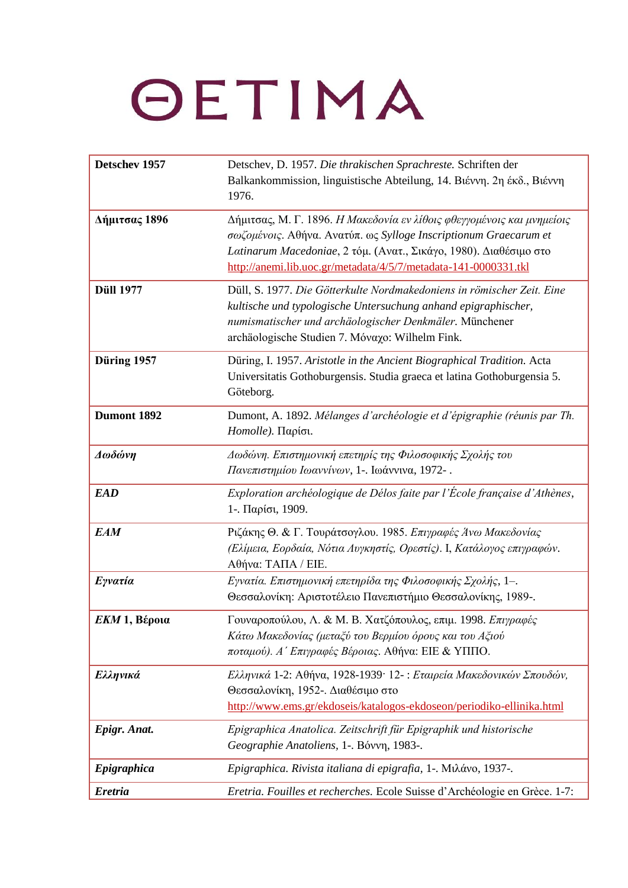| | |
|---|---|
| **Detschev 1957** | Detschev, D. 1957. *Die thrakischen Sprachreste.* Schriften der Balkankommission, linguistische Abteilung, 14. Βιέννη. 2η έκδ., Βιέννη 1976. |
| **Δήμιτσας 1896** | Δήμιτσας, Μ. Γ. 1896. *Η Μακεδονία εν λίθοις φθεγγομένοις και μνημείοις σωζομένοις*. Αθήνα. Ανατύπ. ως *Sylloge Inscriptionum Graecarum et Latinarum Macedoniae*, 2 τόμ. (Ανατ., Σικάγο, 1980). Διαθέσιμο στο http://anemi.lib.uoc.gr/metadata/4/5/7/metadata-141-0000331.tkl |
| **Düll 1977** | Düll, S. 1977. *Die Götterkulte Nordmakedoniens in römischer Zeit. Eine kultische und typologische Untersuchung anhand epigraphischer, numismatischer und archäologischer Denkmäler.* Münchener archäologische Studien 7. Μόναχο: Wilhelm Fink. |
| **Düring 1957** | Düring, I. 1957. *Aristotle in the Ancient Biographical Tradition.* Acta Universitatis Gothoburgensis. Studia graeca et latina Gothoburgensia 5. Göteborg. |
| **Dumont 1892** | Dumont, A. 1892. *Mélanges d'archéologie et d'épigraphie (réunis par Th. Homolle).* Παρίσι. |
| ***Δωδώνη*** | *Δωδώνη. Επιστημονική επετηρίς της Φιλοσοφικής Σχολής του Πανεπιστημίου Ιωαννίνων*, 1-. Ιωάννινα, 1972- . |
| ***EAD*** | *Exploration archéologique de Délos faite par l'École française d'Athènes*, 1-. Παρίσι, 1909. |
| ***EAM*** | Ριζάκης Θ. & Γ. Τουράτσογλου. 1985. *Επιγραφές Άνω Μακεδονίας (Ελίμεια, Εορδαία, Νότια Λυγκηστίς, Ορεστίς)*. Ι, *Κατάλογος επιγραφών*. Αθήνα: ΤΑΠΑ / ΕΙΕ. |
| ***Εγνατία*** | *Εγνατία. Επιστημονική επετηρίδα της Φιλοσοφικής Σχολής*, 1–. Θεσσαλονίκη: Αριστοτέλειο Πανεπιστήμιο Θεσσαλονίκης, 1989-. |
| ***ΕΚΜ* 1, Βέροια** | Γουναροπούλου, Λ. & Μ. Β. Χατζόπουλος, επιμ. 1998. *Επιγραφές Κάτω Μακεδονίας (μεταξύ του Βερμίου όρους και του Αξιού ποταμού). Α΄ Επιγραφές Βέροιας*. Αθήνα: ΕΙΕ & ΥΠΠΟ. |
| ***Ελληνικά*** | *Ελληνικά* 1-2: Αθήνα, 1928-1939· 12- : *Εταιρεία Μακεδονικών Σπουδών*, Θεσσαλονίκη, 1952-. Διαθέσιμο στο http://www.ems.gr/ekdoseis/katalogos-ekdoseon/periodiko-ellinika.html |
| ***Epigr. Anat.*** | *Epigraphica Anatolica. Zeitschrift für Epigraphik und historische Geographie Anatoliens*, 1-. Βόννη, 1983-. |
| ***Epigraphica*** | *Epigraphica. Rivista italiana di epigrafia*, 1-. Μιλάνο, 1937-. |
| ***Eretria*** | *Eretria. Fouilles et recherches.* Ecole Suisse d'Archéologie en Grèce. 1-7: |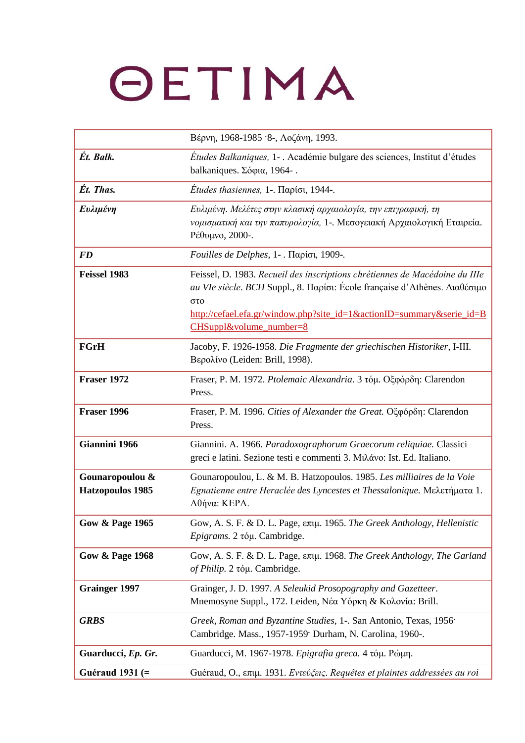ΘΕΤΙΜΑ

| | |
|---|---|
| | Βέρνη, 1968-1985 ·8-, Λοζάνη, 1993. |
| ***Ét. Balk.*** | *Études Balkaniques,* 1- . Académie bulgare des sciences, Institut d'études balkaniques. Σόφια, 1964- . |
| ***Ét. Thas.*** | *Études thasiennes,* 1-. Παρίσι, 1944-. |
| ***Ευλιμένη*** | *Ευλιμένη. Μελέτες στην κλασική αρχαιολογία, την επιγραφική, τη νομισματική και την παπυρολογία,* 1-. Μεσογειακή Αρχαιολογική Εταιρεία. Ρέθυμνο, 2000-. |
| ***FD*** | *Fouilles de Delphes,* 1- . Παρίσι, 1909-. |
| **Feissel 1983** | Feissel, D. 1983. *Recueil des inscriptions chrétiennes de Macédoine du IIIe au VIe siècle*. *BCH* Suppl., 8. Παρίσι: École française d'Athènes. Διαθέσιμο στο http://cefael.efa.gr/window.php?site_id=1&actionID=summary&serie_id=BCHSuppl&volume_number=8 |
| **FGrH** | Jacoby, F. 1926-1958. *Die Fragmente der griechischen Historiker,* I-III. Βερολίνο (Leiden: Brill, 1998). |
| **Fraser 1972** | Fraser, P. M. 1972. *Ptolemaic Alexandria*. 3 τόμ. Οξφόρδη: Clarendon Press. |
| **Fraser 1996** | Fraser, P. M. 1996. *Cities of Alexander the Great.* Οξφόρδη: Clarendon Press. |
| **Giannini 1966** | Giannini. A. 1966. *Paradoxographorum Graecorum reliquiae.* Classici greci e latini. Sezione testi e commenti 3. Μιλάνο: Ist. Ed. Italiano. |
| **Gounaropoulou & Hatzopoulos 1985** | Gounaropoulou, L. & M. B. Hatzopoulos. 1985. *Les milliaires de la Voie Egnatienne entre Heraclée des Lyncestes et Thessalonique.* Μελετήματα 1. Αθήνα: ΚΕΡΑ. |
| **Gow & Page 1965** | Gow, A. S. F. & D. L. Page, επιμ. 1965. *The Greek Anthology, Hellenistic Epigrams.* 2 τόμ. Cambridge. |
| **Gow & Page 1968** | Gow, A. S. F. & D. L. Page, επιμ. 1968. *The Greek Anthology, The Garland of Philip.* 2 τόμ. Cambridge. |
| **Grainger 1997** | Grainger, J. D. 1997. *A Seleukid Prosopography and Gazetteer*. Mnemosyne Suppl., 172. Leiden, Νέα Υόρκη & Κολονία: Brill. |
| ***GRBS*** | *Greek, Roman and Byzantine Studies,* 1-. San Antonio, Texas, 1956· Cambridge. Mass., 1957-1959· Durham, N. Carolina, 1960-. |
| **Guarducci, *Ep. Gr.*** | Guarducci, M. 1967-1978. *Epigrafia greca.* 4 τόμ. Ρώμη. |
| **Guéraud 1931 (=** | Guéraud, O., επιμ. 1931. *Εντεύξεις. Requêtes et plaintes addressées au roi* |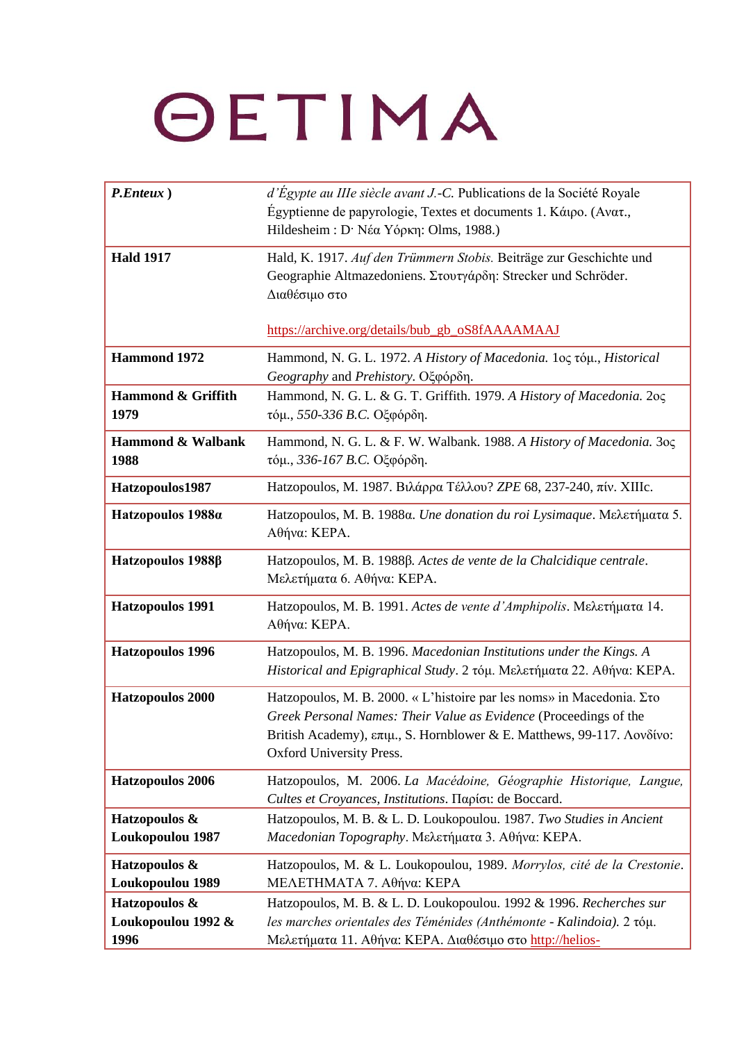# ΘΕΤΙΜΑ

| | |
|---|---|
| ***P.Enteux*** **)** | *d'Égypte au IIIe siècle avant J.-C.* Publications de la Société Royale Égyptienne de papyrologie, Textes et documents 1. Κάιρο. (Ανατ., Hildesheim : D· Νέα Υόρκη: Olms, 1988.) |
| **Hald 1917** | Hald, K. 1917. *Auf den Trümmern Stobis.* Beiträge zur Geschichte und Geographie Altmazedoniens. Στουτγάρδη: Strecker und Schröder. Διαθέσιμο στο https://archive.org/details/bub_gb_oS8fAAAAMAAJ |
| **Hammond 1972** | Hammond, N. G. L. 1972. *A History of Macedonia.* 1ος τόμ., *Historical Geography* and *Prehistory.* Οξφόρδη. |
| **Hammond & Griffith 1979** | Hammond, N. G. L. & G. T. Griffith. 1979. *A History of Macedonia.* 2ος τόμ., *550-336 B.C.* Οξφόρδη. |
| **Hammond & Walbank 1988** | Hammond, N. G. L. & F. W. Walbank. 1988. *A History of Macedonia.* 3ος τόμ., *336-167 B.C.* Οξφόρδη. |
| **Hatzopoulos1987** | Hatzopoulos, M. 1987. Βιλάρρα Τέλλου? *ZPE* 68, 237-240, πίν. XIIIc. |
| **Hatzopoulos 1988α** | Hatzopoulos, M. B. 1988α. *Une donation du roi Lysimaque*. Μελετήματα 5. Αθήνα: ΚΕΡΑ. |
| **Hatzopoulos 1988β** | Hatzopoulos, M. B. 1988β. *Actes de vente de la Chalcidique centrale*. Μελετήματα 6. Αθήνα: ΚΕΡΑ. |
| **Hatzopoulos 1991** | Hatzopoulos, M. B. 1991. *Actes de vente d'Amphipolis*. Μελετήματα 14. Αθήνα: ΚΕΡΑ. |
| **Hatzopoulos 1996** | Hatzopoulos, M. B. 1996. *Macedonian Institutions under the Kings. A Historical and Epigraphical Study*. 2 τόμ. Μελετήματα 22. Αθήνα: ΚΕΡΑ. |
| **Hatzopoulos 2000** | Hatzopoulos, M. B. 2000. « L'histoire par les noms» in Macedonia. Στο *Greek Personal Names: Their Value as Evidence* (Proceedings of the British Academy), επιμ., S. Hornblower & E. Matthews, 99-117. Λονδίνο: Oxford University Press. |
| **Hatzopoulos 2006** | Hatzopoulos, M. 2006. *La Macédoine, Géographie Historique, Langue, Cultes et Croyances, Institutions*. Παρίσι: de Boccard. |
| **Hatzopoulos & Loukopoulou 1987** | Hatzopoulos, M. B. & L. D. Loukopoulou. 1987. *Two Studies in Ancient Macedonian Topography*. Μελετήματα 3. Αθήνα: ΚΕΡΑ. |
| **Hatzopoulos & Loukopoulou 1989** | Hatzopoulos, M. & L. Loukopoulou, 1989. *Morrylos, cité de la Crestonie*. ΜΕΛΕΤΗΜΑΤΑ 7. Αθήνα: ΚΕΡΑ |
| **Hatzopoulos & Loukopoulou 1992 & 1996** | Hatzopoulos, M. B. & L. D. Loukopoulou. 1992 & 1996. *Recherches sur les marches orientales des Téménides (Anthémonte - Kalindoia).* 2 τόμ. Μελετήματα 11. Αθήνα: ΚΕΡΑ. Διαθέσιμο στο http://helios- |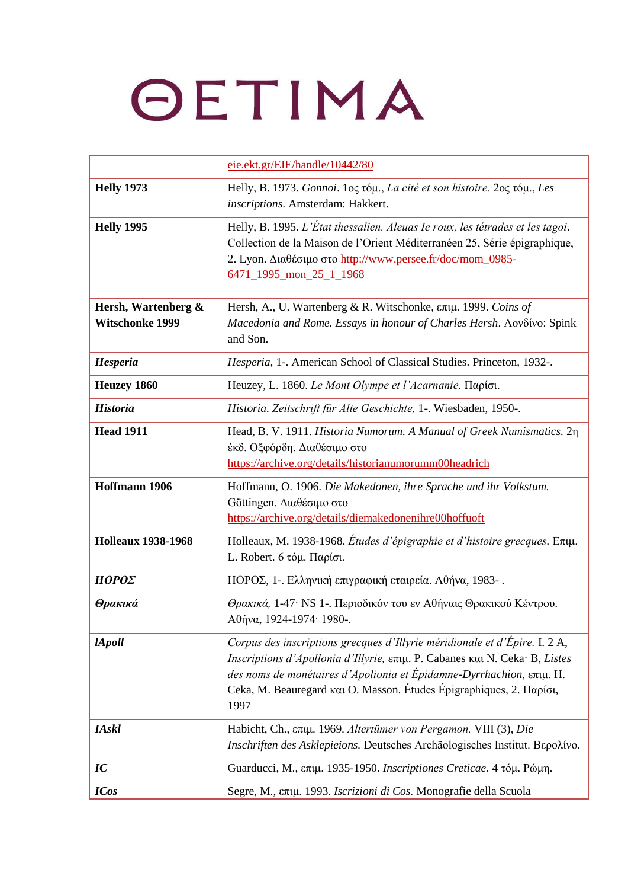# ΘΕΤΙΜΑ

| | |
|---|---|
| | eie.ekt.gr/EIE/handle/10442/80 |
| **Helly 1973** | Helly, B. 1973. *Gonnoi*. 1ος τόμ., *La cité et son histoire*. 2ος τόμ., *Les inscriptions*. Amsterdam: Hakkert. |
| **Helly 1995** | Helly, B. 1995. *L'État thessalien. Aleuas Ie roux, les tétrades et les tagoi*. Collection de la Maison de l'Orient Méditerranéen 25, Série épigraphique, 2. Lyon. Διαθέσιμο στο http://www.persee.fr/doc/mom_0985-6471_1995_mon_25_1_1968 |
| **Hersh, Wartenberg & Witschonke 1999** | Hersh, A., U. Wartenberg & R. Witschonke, επιμ. 1999. *Coins of Macedonia and Rome. Essays in honour of Charles Hersh*. Λονδίνο: Spink and Son. |
| ***Hesperia*** | *Hesperia*, 1-. American School of Classical Studies. Princeton, 1932-. |
| **Heuzey 1860** | Heuzey, L. 1860. *Le Mont Olympe et l'Acarnanie.* Παρίσι. |
| ***Historia*** | *Historia. Zeitschrift für Alte Geschichte,* 1-. Wiesbaden, 1950-. |
| **Head 1911** | Head, B. V. 1911. *Historia Numorum. A Manual of Greek Numismatics.* 2η έκδ. Οξφόρδη. Διαθέσιμο στο https://archive.org/details/historianumorumm00headrich |
| **Hoffmann 1906** | Hoffmann, O. 1906. *Die Makedonen, ihre Sprache und ihr Volkstum.* Göttingen. Διαθέσιμο στο https://archive.org/details/diemakedonenihre00hoffuoft |
| **Holleaux 1938-1968** | Holleaux, M. 1938-1968. *Études d'épigraphie et d'histoire grecques*. Επιμ. L. Robert. 6 τόμ. Παρίσι. |
| ***ΗΟΡΟΣ*** | ΗΟΡΟΣ, 1-. Ελληνική επιγραφική εταιρεία. Αθήνα, 1983- . |
| ***Θρακικά*** | *Θρακικά,* 1-47· NS 1-. Περιοδικόν του εν Αθήναις Θρακικού Κέντρου. Αθήνα, 1924-1974· 1980-. |
| ***IApoll*** | *Corpus des inscriptions grecques d'Illyrie méridionale et d'Épire.* I. 2 A, *Inscriptions d'Apollonia d'Illyrie,* επιμ. P. Cabanes και N. Ceka· B, *Listes des noms de monétaires d'Apolionia et Épidamne-Dyrrhachion,* επιμ. H. Ceka, M. Beauregard και O. Masson. Études Épigraphiques, 2. Παρίσι, 1997 |
| ***IAskl*** | Habicht, Ch., επιμ. 1969. *Altertümer von Pergamon.* VIII (3), *Die Inschriften des Asklepieions.* Deutsches Archäologisches Institut. Βερολίνο. |
| ***IC*** | Guarducci, M., επιμ. 1935-1950. *Inscriptiones Creticae*. 4 τόμ. Ρώμη. |
| ***ICos*** | Segre, M., επιμ. 1993. *Iscrizioni di Cos.* Monografie della Scuola |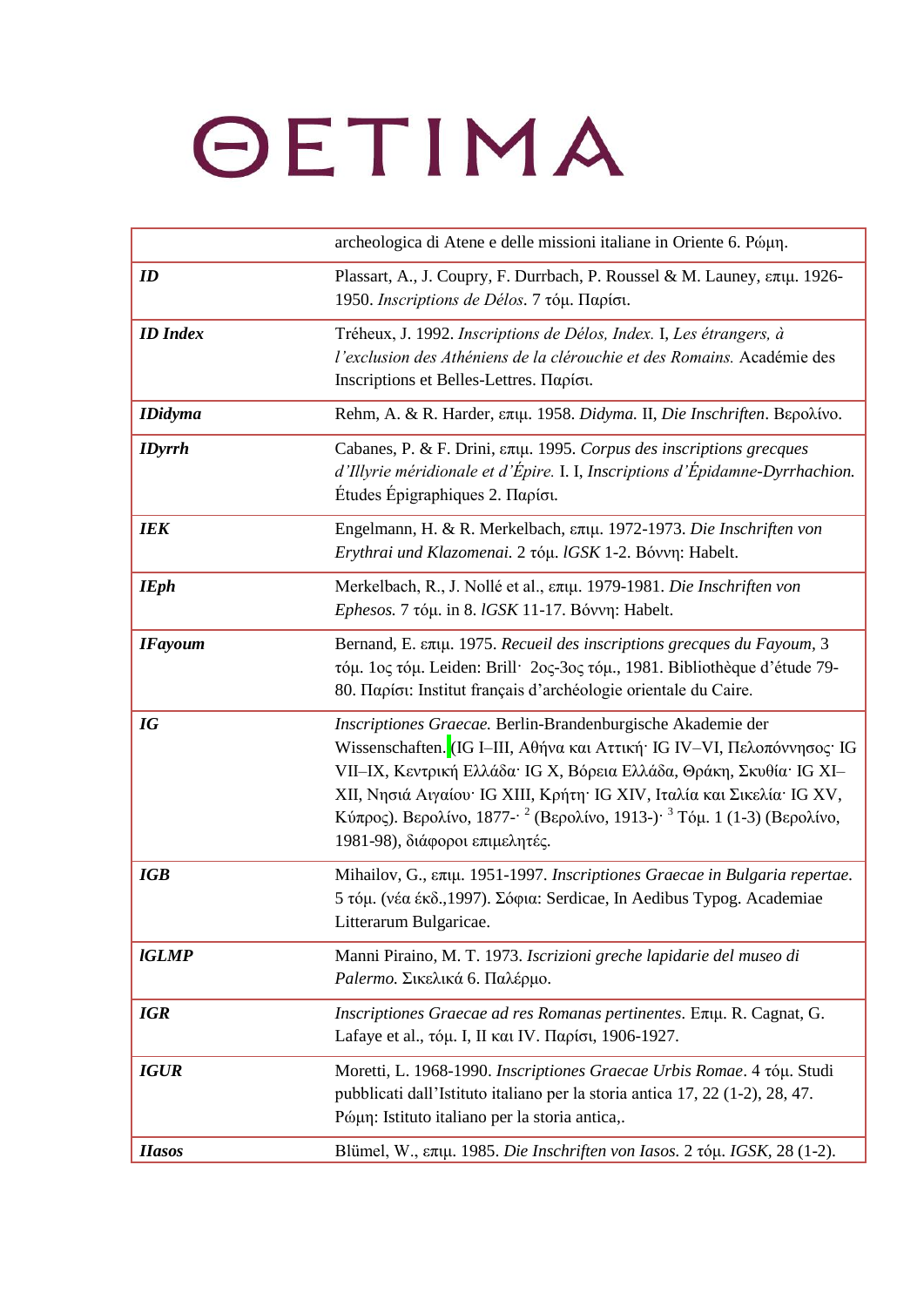| | |
|---|---|
| | archeologica di Atene e delle missioni italiane in Oriente 6. Ρώμη. |
| ***ID*** | Plassart, A., J. Coupry, F. Durrbach, P. Roussel & M. Launey, επιμ. 1926-1950. *Inscriptions de Délos*. 7 τόμ. Παρίσι. |
| ***ID Index*** | Tréheux, J. 1992. *Inscriptions de Délos, Index.* I, *Les étrangers, à l'exclusion des Athéniens de la clérouchie et des Romains.* Académie des Inscriptions et Belles-Lettres. Παρίσι. |
| ***IDidyma*** | Rehm, A. & R. Harder, επιμ. 1958. *Didyma.* II, *Die Inschriften*. Βερολίνο. |
| ***IDyrrh*** | Cabanes, P. & F. Drini, επιμ. 1995. *Corpus des inscriptions grecques d'Illyrie méridionale et d'Épire.* I. I, *Inscriptions d'Épidamne-Dyrrhachion.* Études Épigraphiques 2. Παρίσι. |
| ***IEK*** | Engelmann, H. & R. Merkelbach, επιμ. 1972-1973. *Die Inschriften von Erythrai und Klazomenai.* 2 τόμ. *IGSK* 1-2. Βόννη: Habelt. |
| ***IEph*** | Merkelbach, R., J. Nollé et al., επιμ. 1979-1981. *Die Inschriften von Ephesos.* 7 τόμ. in 8. *IGSK* 11-17. Βόννη: Habelt. |
| ***IFayoum*** | Bernand, E. επιμ. 1975. *Recueil des inscriptions grecques du Fayoum,* 3 τόμ. 1ος τόμ. Leiden: Brill· 2ος-3ος τόμ., 1981. Bibliothèque d'étude 79-80. Παρίσι: Institut français d'archéologie orientale du Caire. |
| ***IG*** | *Inscriptiones Graecae.* Berlin-Brandenburgische Akademie der Wissenschaften. (IG I–III, Αθήνα και Αττική· IG IV–VI, Πελοπόννησος· IG VII–IX, Κεντρική Ελλάδα· IG X, Βόρεια Ελλάδα, Θράκη, Σκυθία· IG XI–XII, Νησιά Αιγαίου· IG XIII, Κρήτη· IG XIV, Ιταλία και Σικελία· IG XV, Κύπρος). Βερολίνο, 1877-· [2] (Βερολίνο, 1913-)· [3] Τόμ. 1 (1-3) (Βερολίνο, 1981-98), διάφοροι επιμελητές. |
| ***IGB*** | Mihailov, G., επιμ. 1951-1997. *Inscriptiones Graecae in Bulgaria repertae.* 5 τόμ. (νέα έκδ.,1997). Σόφια: Serdicae, In Aedibus Typog. Academiae Litterarum Bulgaricae. |
| ***IGLMP*** | Manni Piraino, M. T. 1973. *Iscrizioni greche lapidarie del museo di Palermo.* Σικελικά 6. Παλέρμο. |
| ***IGR*** | *Inscriptiones Graecae ad res Romanas pertinentes*. Επιμ. R. Cagnat, G. Lafaye et al., τόμ. I, II και IV. Παρίσι, 1906-1927. |
| ***IGUR*** | Moretti, L. 1968-1990. *Inscriptiones Graecae Urbis Romae*. 4 τόμ. Studi pubblicati dall'Istituto italiano per la storia antica 17, 22 (1-2), 28, 47. Ρώμη: Istituto italiano per la storia antica,. |
| ***IIasos*** | Blümel, W., επιμ. 1985. *Die Inschriften von Iasos.* 2 τόμ. *IGSK*, 28 (1-2). |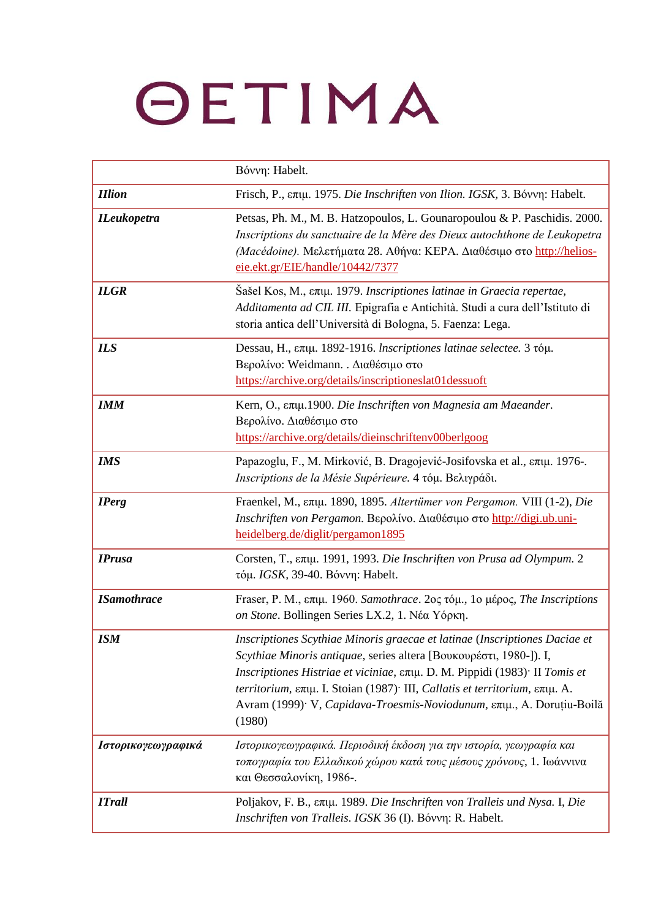# ΘΕΤΙΜΑ

| | |
|---|---|
| | Βόννη: Habelt. |
| ***IIlion*** | Frisch, P., επιμ. 1975. *Die Inschriften von Ilion. IGSK*, 3. Βόννη: Habelt. |
| ***ILeukopetra*** | Petsas, Ph. M., M. B. Hatzopoulos, L. Gounaropoulou & P. Paschidis. 2000. *Inscriptions du sanctuaire de la Mère des Dieux autochthone de Leukopetra (Macédoine).* Μελετήματα 28. Αθήνα: ΚΕΡΑ. Διαθέσιμο στο http://helios-eie.ekt.gr/EIE/handle/10442/7377 |
| ***ILGR*** | Šašel Kos, M., επιμ. 1979. *Inscriptiones latinae in Graecia repertae, Additamenta ad CIL III.* Epigrafia e Antichità. Studi a cura dell'Istituto di storia antica dell'Università di Bologna, 5. Faenza: Lega. |
| ***ILS*** | Dessau, H., επιμ. 1892-1916. *Inscriptiones latinae selectee.* 3 τόμ. Βερολίνο: Weidmann. . Διαθέσιμο στο https://archive.org/details/inscriptioneslat01dessuoft |
| ***IMM*** | Kern, O., επιμ.1900. *Die Inschriften von Magnesia am Maeander.* Βερολίνο. Διαθέσιμο στο https://archive.org/details/dieinschriftenv00berlgoog |
| ***IMS*** | Papazoglu, F., M. Mirković, B. Dragojević-Josifovska et al., επιμ. 1976-. *Inscriptions de la Mésie Supérieure.* 4 τόμ. Βελιγράδι. |
| ***IPerg*** | Fraenkel, M., επιμ. 1890, 1895. *Altertümer von Pergamon.* VIII (1-2), *Die Inschriften von Pergamon.* Βερολίνο. Διαθέσιμο στο http://digi.ub.uni-heidelberg.de/diglit/pergamon1895 |
| ***IPrusa*** | Corsten, T., επιμ. 1991, 1993. *Die Inschriften von Prusa ad Olympum.* 2 τόμ. *IGSK*, 39-40. Βόννη: Habelt. |
| ***ISamothrace*** | Fraser, P. M., επιμ. 1960. *Samothrace*. 2ος τόμ., 1ο μέρος, *The Inscriptions on Stone*. Bollingen Series LX.2, 1. Νέα Υόρκη. |
| ***ISM*** | *Inscriptiones Scythiae Minoris graecae et latinae* (*Inscriptiones Daciae et Scythiae Minoris antiquae*, series altera [Βουκουρέστι, 1980-]). I, *Inscriptiones Histriae et viciniae*, επιμ. D. M. Pippidi (1983)· II *Tomis et territorium*, επιμ. I. Stoian (1987)· III, *Callatis et territorium*, επιμ. A. Avram (1999)· V, *Capidava-Troesmis-Noviodunum*, επιμ., A. Doruțiu-Boilă (1980) |
| ***Ιστορικογεωγραφικά*** | *Ιστορικογεωγραφικά. Περιοδική έκδοση για την ιστορία, γεωγραφία και τοπογραφία του Ελλαδικού χώρου κατά τους μέσους χρόνους*, 1. Ιωάννινα και Θεσσαλονίκη, 1986-. |
| ***ITrall*** | Poljakov, F. B., επιμ. 1989. *Die Inschriften von Tralleis und Nysa.* I, *Die Inschriften von Tralleis. IGSK* 36 (I). Βόννη: R. Habelt. |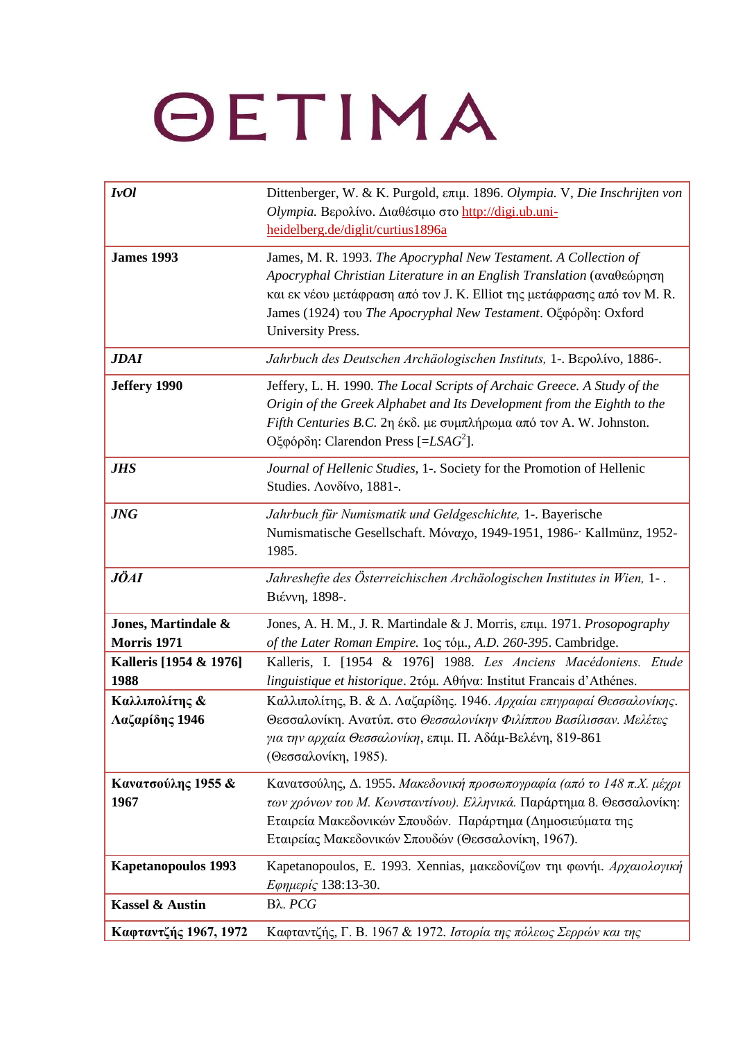# ΘΕΤΙΜΑ

| | |
|---|---|
| ***IvOl*** | Dittenberger, W. & K. Purgold, επιμ. 1896. *Olympia.* V, *Die Inschrijten von Olympia.* Βερολίνο. Διαθέσιμο στο http://digi.ub.uni-heidelberg.de/diglit/curtius1896a |
| **James 1993** | James, M. R. 1993. *The Apocryphal New Testament. A Collection of Apocryphal Christian Literature in an English Translation* (αναθεώρηση και εκ νέου μετάφραση από τον J. K. Elliot της μετάφρασης από τον M. R. James (1924) του *The Apocryphal New Testament*. Οξφόρδη: Oxford University Press. |
| ***JDAI*** | *Jahrbuch des Deutschen Archäologischen Instituts,* 1-. Βερολίνο, 1886-. |
| **Jeffery 1990** | Jeffery, L. H. 1990. *The Local Scripts of Archaic Greece. A Study of the Origin of the Greek Alphabet and Its Development from the Eighth to the Fifth Centuries B.C.* 2η έκδ. με συμπλήρωμα από τον A. W. Johnston. Οξφόρδη: Clarendon Press [=*LSAG*[2]]. |
| ***JHS*** | *Journal of Hellenic Studies,* 1-. Society for the Promotion of Hellenic Studies. Λονδίνο, 1881-. |
| ***JNG*** | *Jahrbuch für Numismatik und Geldgeschichte,* 1-. Bayerische Numismatische Gesellschaft. Μόναχο, 1949-1951, 1986-· Kallmünz, 1952-1985. |
| ***JÖAI*** | *Jahreshefte des Österreichischen Archäologischen Institutes in Wien,* 1- . Βιέννη, 1898-. |
| **Jones, Martindale & Morris 1971** | Jones, A. H. M., J. R. Martindale & J. Morris, επιμ. 1971. *Prosopography of the Later Roman Empire.* 1ος τόμ., *A.D. 260-395*. Cambridge. |
| **Kalleris [1954 & 1976] 1988** | Kalleris, I. [1954 & 1976] 1988. *Les Anciens Macédoniens. Etude linguistique et historique*. 2τόμ. Αθήνα: Institut Francais d'Athénes. |
| **Καλλιπολίτης & Λαζαρίδης 1946** | Καλλιπολίτης, Β. & Δ. Λαζαρίδης. 1946. *Αρχαίαι επιγραφαί Θεσσαλονίκης*. Θεσσαλονίκη. Ανατύπ. στο *Θεσσαλονίκην Φιλίππου Βασίλισσαν. Μελέτες για την αρχαία Θεσσαλονίκη*, επιμ. Π. Αδάμ-Βελένη, 819-861 (Θεσσαλονίκη, 1985). |
| **Κανατσούλης 1955 & 1967** | Κανατσούλης, Δ. 1955. *Μακεδονική προσωπογραφία (από το 148 π.Χ. μέχρι των χρόνων του Μ. Κωνσταντίνου). Ελληνικά.* Παράρτημα 8. Θεσσαλονίκη: Εταιρεία Μακεδονικών Σπουδών. Παράρτημα (Δημοσιεύματα της Εταιρείας Μακεδονικών Σπουδών (Θεσσαλονίκη, 1967). |
| **Kapetanopoulos 1993** | Kapetanopoulos, E. 1993. Xennias, μακεδονίζων τηι φωνήι. *Αρχαιολογική Εφημερίς* 138:13-30. |
| **Kassel & Austin** | Βλ. *PCG* |
| **Καφταντζής 1967, 1972** | Καφταντζής, Γ. Β. 1967 & 1972. *Ιστορία της πόλεως Σερρών και της* |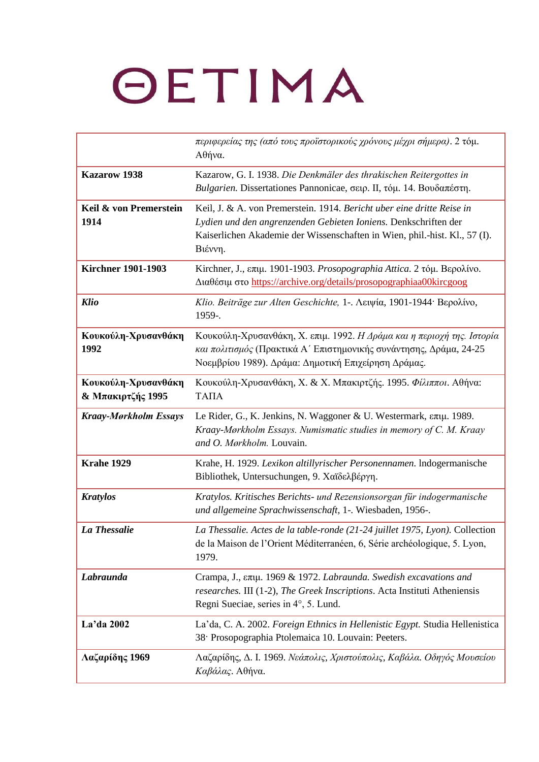| | |
|---|---|
| | *περιφερείας της (από τους προϊστορικούς χρόνους μέχρι σήμερα)*. 2 τόμ. Αθήνα. |
| **Kazarow 1938** | Kazarow, G. I. 1938. *Die Denkmäler des thrakischen Reitergottes in Bulgarien.* Dissertationes Pannonicae, σειρ. II, τόμ. 14. Βουδαπέστη. |
| **Keil & von Premerstein 1914** | Keil, J. & A. von Premerstein. 1914. *Bericht uber eine dritte Reise in Lydien und den angrenzenden Gebieten Ioniens.* Denkschriften der Kaiserlichen Akademie der Wissenschaften in Wien, phil.-hist. Kl., 57 (I). Βιέννη. |
| **Kirchner 1901-1903** | Kirchner, J., επιμ. 1901-1903. *Prosopographia Attica*. 2 τόμ. Βερολίνο. Διαθέσιμ στο https://archive.org/details/prosopographiaa00kircgoog |
| ***Klio*** | *Klio. Beiträge zur Alten Geschichte,* 1-. Λειψία, 1901-1944· Βερολίνο, 1959-. |
| **Κουκούλη-Χρυσανθάκη 1992** | Κουκούλη-Χρυσανθάκη, Χ. επιμ. 1992. *Η Δράμα και η περιοχή της. Ιστορία και πολιτισμός* (Πρακτικά Α΄ Επιστημονικής συνάντησης, Δράμα, 24-25 Νοεμβρίου 1989). Δράμα: Δημοτική Επιχείρηση Δράμας. |
| **Κουκούλη-Χρυσανθάκη & Μπακιρτζής 1995** | Κουκούλη-Χρυσανθάκη, Χ. & Χ. Μπακιρτζής. 1995. *Φίλιπποι*. Αθήνα: ΤΑΠΑ |
| ***Kraay-Mørkholm Essays*** | Le Rider, G., K. Jenkins, N. Waggoner & U. Westermark, επιμ. 1989. *Kraay-Mørkholm Essays. Numismatic studies in memory of C. M. Kraay and O. Mørkholm.* Louvain. |
| **Krahe 1929** | Krahe, H. 1929. *Lexikon altillyrischer Personennamen.* Indogermanische Bibliothek, Untersuchungen, 9. Χαϊδελβέργη. |
| ***Kratylos*** | *Kratylos. Kritisches Berichts- und Rezensionsorgan für indogermanische und allgemeine Sprachwissenschaft,* 1-. Wiesbaden, 1956-. |
| ***La Thessalie*** | *La Thessalie. Actes de la table-ronde (21-24 juillet 1975, Lyon).* Collection de la Maison de l'Orient Méditerranéen, 6, Série archéologique, 5. Lyon, 1979. |
| ***Labraunda*** | Crampa, J., επιμ. 1969 & 1972. *Labraunda. Swedish excavations and researches.* III (1-2), *The Greek Inscriptions*. Acta Instituti Atheniensis Regni Sueciae, series in 4°, 5. Lund. |
| **La'da 2002** | La'da, C. A. 2002. *Foreign Ethnics in Hellenistic Egypt.* Studia Hellenistica 38· Prosopographia Ptolemaica 10. Louvain: Peeters. |
| **Λαζαρίδης 1969** | Λαζαρίδης, Δ. Ι. 1969. *Νεάπολις, Χριστούπολις, Καβάλα. Οδηγός Μουσείου Καβάλας*. Αθήνα. |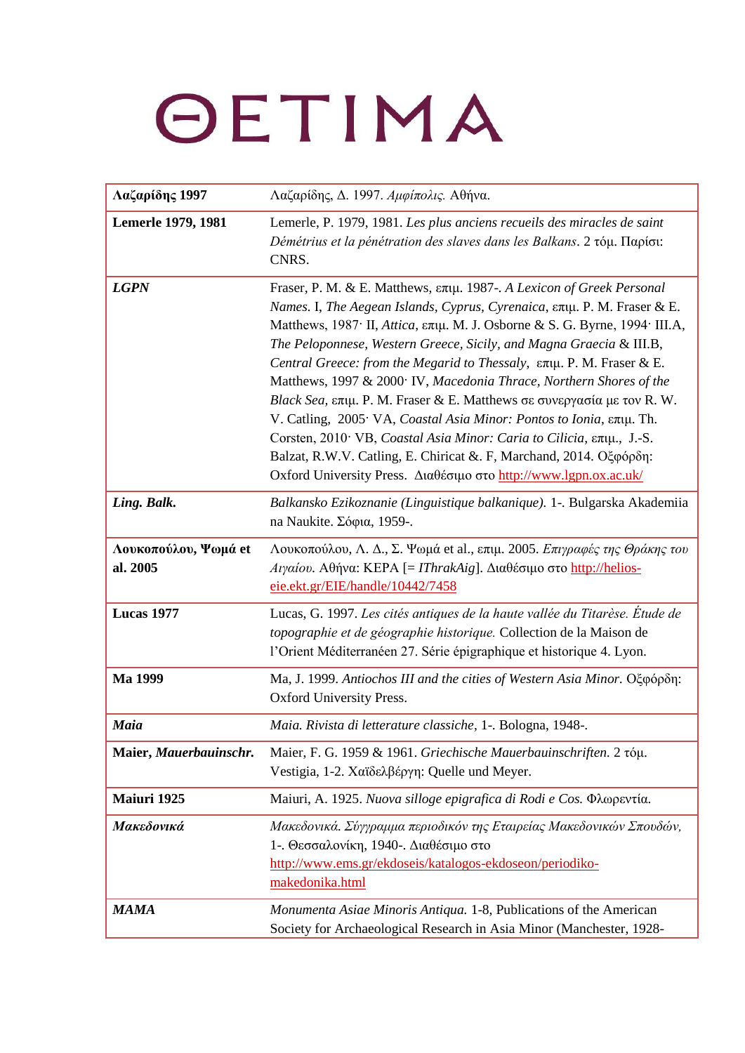| **Λαζαρίδης 1997** | Λαζαρίδης, Δ. 1997. *Αμφίπολις.* Αθήνα. |
|---|---|
| **Lemerle 1979, 1981** | Lemerle, P. 1979, 1981. *Les plus anciens recueils des miracles de saint Démétrius et la pénétration des slaves dans les Balkans*. 2 τόμ. Παρίσι: CNRS. |
| ***LGPN*** | Fraser, P. M. & E. Matthews, επιμ. 1987-. *A Lexicon of Greek Personal Names*. I, *The Aegean Islands, Cyprus, Cyrenaica*, επιμ. P. M. Fraser & E. Matthews, 1987· II, *Attica*, επιμ. M. J. Osborne & S. G. Byrne, 1994· III.A, *The Peloponnese, Western Greece, Sicily, and Magna Graecia* & III.B, *Central Greece: from the Megarid to Thessaly*, επιμ. P. M. Fraser & E. Matthews, 1997 & 2000· IV, *Macedonia Thrace, Northern Shores of the Black Sea*, επιμ. P. M. Fraser & E. Matthews σε συνεργασία με τον R. W. V. Catling, 2005· VA, *Coastal Asia Minor: Pontos to Ionia*, επιμ. Th. Corsten, 2010· VB, *Coastal Asia Minor: Caria to Cilicia*, επιμ., J.-S. Balzat, R.W.V. Catling, E. Chiricat &. F, Marchand, 2014. Οξφόρδη: Oxford University Press. Διαθέσιμο στο http://www.lgpn.ox.ac.uk/ |
| ***Ling. Balk.*** | *Balkansko Ezikoznanie (Linguistique balkanique).* 1-. Bulgarska Akademiia na Naukite. Σόφια, 1959-. |
| **Λουκοπούλου, Ψωμά et al. 2005** | Λουκοπούλου, Λ. Δ., Σ. Ψωμά et al., επιμ. 2005. *Επιγραφές της Θράκης του Αιγαίου*. Αθήνα: ΚΕΡΑ [= *IThrakAig*]. Διαθέσιμο στο http://helios-eie.ekt.gr/EIE/handle/10442/7458 |
| **Lucas 1977** | Lucas, G. 1997. *Les cités antiques de la haute vallée du Titarèse. Étude de topographie et de géographie historique.* Collection de la Maison de l'Orient Méditerranéen 27. Série épigraphique et historique 4. Lyon. |
| **Ma 1999** | Ma, J. 1999. *Antiochos III and the cities of Western Asia Minor.* Οξφόρδη: Oxford University Press. |
| ***Maia*** | *Maia. Rivista di letterature classiche*, 1-. Bologna, 1948-. |
| **Maier, *Mauerbauinschr.*** | Maier, F. G. 1959 & 1961. *Griechische Mauerbauinschriften.* 2 τόμ. Vestigia, 1-2. Χαϊδελβέργη: Quelle und Meyer. |
| **Maiuri 1925** | Maiuri, A. 1925. *Nuova silloge epigrafica di Rodi e Cos.* Φλωρεντία. |
| ***Μακεδονικά*** | *Μακεδονικά. Σύγγραμμα περιοδικόν της Εταιρείας Μακεδονικών Σπουδών*, 1-. Θεσσαλονίκη, 1940-. Διαθέσιμο στο http://www.ems.gr/ekdoseis/katalogos-ekdoseon/periodiko-makedonika.html |
| ***MAMA*** | *Monumenta Asiae Minoris Antiqua.* 1-8, Publications of the American Society for Archaeological Research in Asia Minor (Manchester, 1928- |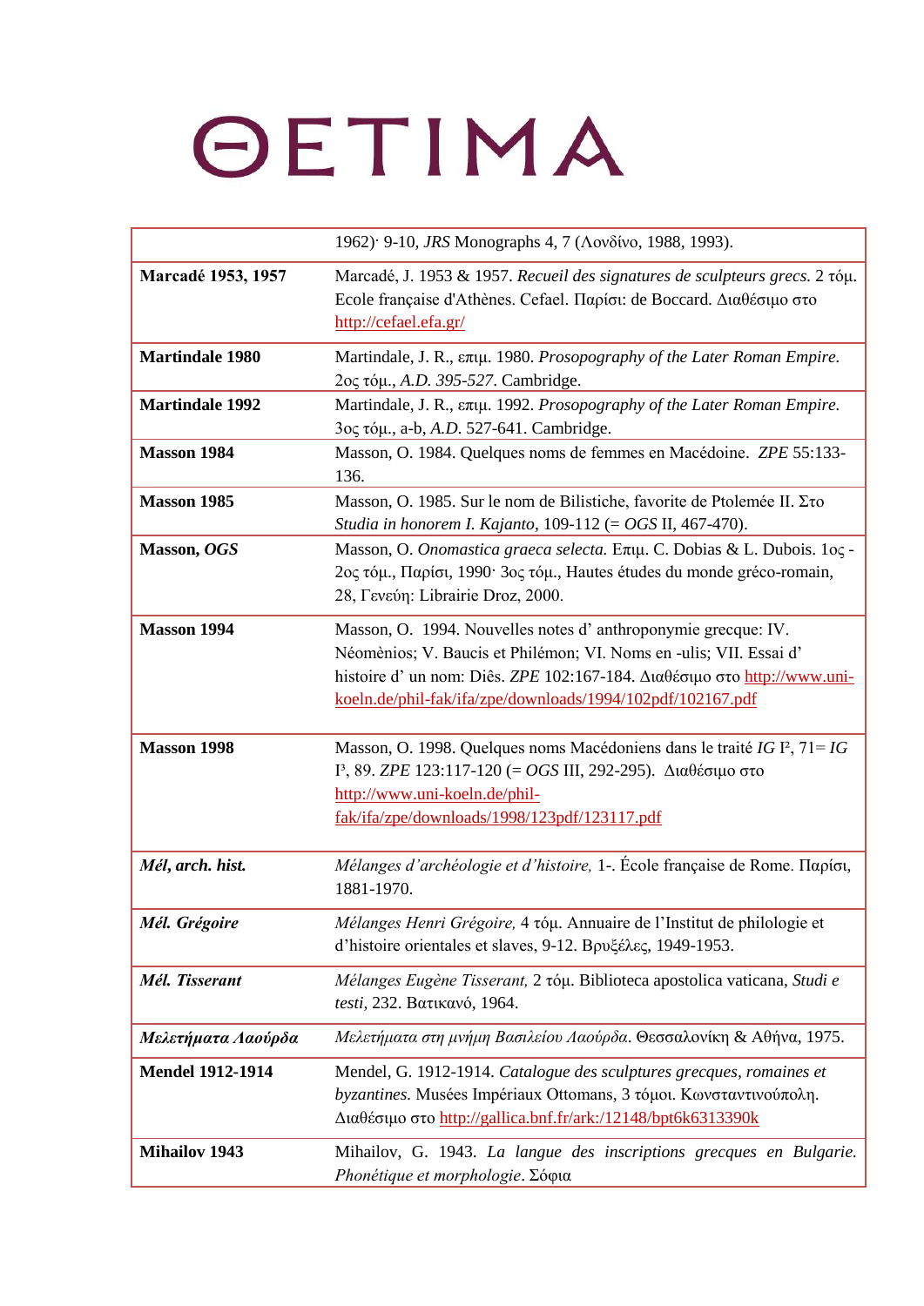| | |
|---|---|
| | 1962)· 9-10, *JRS* Monographs 4, 7 (Λονδίνο, 1988, 1993). |
| **Marcadé 1953, 1957** | Marcadé, J. 1953 & 1957. *Recueil des signatures de sculpteurs grecs.* 2 τόμ. Ecole française d'Athènes. Cefael. Παρίσι: de Boccard. Διαθέσιμο στο http://cefael.efa.gr/ |
| **Martindale 1980** | Martindale, J. R., επιμ. 1980. *Prosopography of the Later Roman Empire.* 2ος τόμ., *A.D. 395-527*. Cambridge. |
| **Martindale 1992** | Martindale, J. R., επιμ. 1992. *Prosopography of the Later Roman Empire.* 3ος τόμ., a-b, *A.D.* 527-641. Cambridge. |
| **Masson 1984** | Masson, O. 1984. Quelques noms de femmes en Macédoine. *ZPE* 55:133-136. |
| **Masson 1985** | Masson, O. 1985. Sur le nom de Bilistiche, favorite de Ptolemée II. Στο *Studia in honorem I. Kajanto*, 109-112 (= *OGS* II, 467-470). |
| **Masson, *OGS*** | Masson, O. *Onomastica graeca selecta.* Επιμ. C. Dobias & L. Dubois. 1ος - 2ος τόμ., Παρίσι, 1990· 3ος τόμ., Hautes études du monde gréco-romain, 28, Γενεύη: Librairie Droz, 2000. |
| **Masson 1994** | Masson, O. 1994. Nouvelles notes d' anthroponymie grecque: IV. Néomènios; V. Baucis et Philémon; VI. Noms en -ulis; VII. Essai d' histoire d' un nom: Diês. *ZPE* 102:167-184. Διαθέσιμο στο http://www.uni-koeln.de/phil-fak/ifa/zpe/downloads/1994/102pdf/102167.pdf |
| **Masson 1998** | Masson, O. 1998. Quelques noms Macédoniens dans le traité *IG* I², 71= *IG* I³, 89. *ZPE* 123:117-120 (= *OGS* III, 292-295). Διαθέσιμο στο http://www.uni-koeln.de/phil-fak/ifa/zpe/downloads/1998/123pdf/123117.pdf |
| ***Mél, arch. hist.*** | *Mélanges d'archéologie et d'histoire,* 1-. École française de Rome. Παρίσι, 1881-1970. |
| ***Mél. Grégoire*** | *Mélanges Henri Grégoire,* 4 τόμ. Annuaire de l'Institut de philologie et d'histoire orientales et slaves, 9-12. Βρυξέλες, 1949-1953. |
| ***Mél. Tisserant*** | *Mélanges Eugène Tisserant,* 2 τόμ. Biblioteca apostolica vaticana, *Studi e testi*, 232. Βατικανό, 1964. |
| ***Μελετήματα Λαούρδα*** | *Μελετήματα στη μνήμη Βασιλείου Λαούρδα*. Θεσσαλονίκη & Αθήνα, 1975. |
| **Mendel 1912-1914** | Mendel, G. 1912-1914. *Catalogue des sculptures grecques, romaines et byzantines.* Musées Impériaux Ottomans, 3 τόμοι. Κωνσταντινούπολη. Διαθέσιμο στο http://gallica.bnf.fr/ark:/12148/bpt6k6313390k |
| **Mihailov 1943** | Mihailov, G. 1943. *La langue des inscriptions grecques en Bulgarie. Phonétique et morphologie*. Σόφια |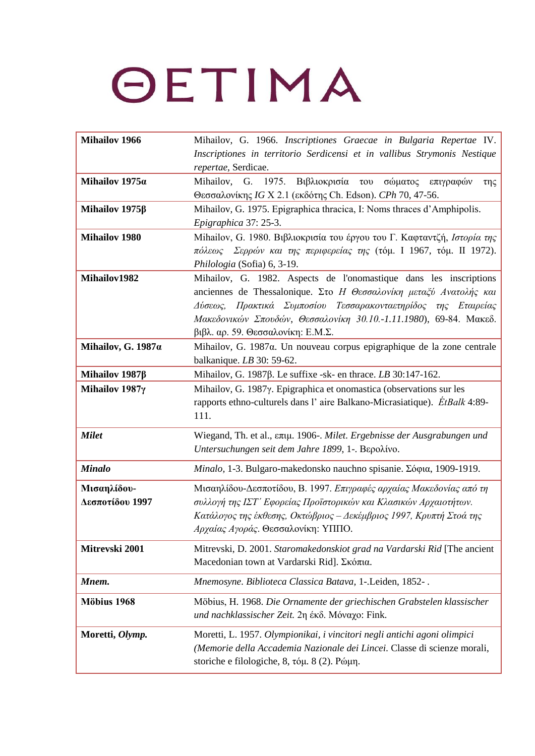# ΘΕΤΙΜΑ

| | |
|---|---|
| **Mihailov 1966** | Mihailov, G. 1966. *Inscriptiones Graecae in Bulgaria Repertae* IV. *Inscriptiones in territorio Serdicensi et in vallibus Strymonis Nestique repertae*, Serdicae. |
| **Mihailov 1975α** | Mihailov, G. 1975. Βιβλιοκρισία του σώματος επιγραφών της Θεσσαλονίκης *IG* X 2.1 (εκδότης Ch. Edson). *CPh* 70, 47-56. |
| **Mihailov 1975β** | Mihailov, G. 1975. Epigraphica thracica, I: Noms thraces d'Amphipolis. *Epigraphica* 37: 25-3. |
| **Mihailov 1980** | Mihailov, G. 1980. Βιβλιοκρισία του έργου του Γ. Καφταντζή, *Ιστορία της πόλεως Σερρών και της περιφερείας της* (τόμ. Ι 1967, τόμ. ΙΙ 1972). *Philologia* (Sofia) 6, 3-19. |
| **Mihailov1982** | Mihailov, G. 1982. Aspects de l'onomastique dans les inscriptions anciennes de Thessalonique. Στο *Η Θεσσαλονίκη μεταξύ Ανατολής και Δύσεως, Πρακτικά Συμποσίου Τεσσαρακονταετηρίδος της Εταιρείας Μακεδονικών Σπουδών, Θεσσαλονίκη 30.10.-1.11.1980*), 69-84. Μακεδ. βιβλ. αρ. 59. Θεσσαλονίκη: Ε.Μ.Σ. |
| **Mihailov, G. 1987α** | Mihailov, G. 1987α. Un nouveau corpus epigraphique de la zone centrale balkanique. *LB* 30: 59-62. |
| **Mihailov 1987β** | Mihailov, G. 1987β. Le suffixe -sk- en thrace. *LB* 30:147-162. |
| **Mihailov 1987γ** | Mihailov, G. 1987γ. Epigraphica et onomastica (observations sur les rapports ethno-culturels dans l' aire Balkano-Micrasiatique). *ÉtBalk* 4:89-111. |
| ***Milet*** | Wiegand, Th. et al., επιμ. 1906-. *Milet. Ergebnisse der Ausgrabungen und Untersuchungen seit dem Jahre 1899*, 1-. Βερολίνο. |
| ***Minalo*** | *Minalo*, 1-3. Bulgaro-makedonsko nauchno spisanie. Σόφια, 1909-1919. |
| **Μισαηλίδου-Δεσποτίδου 1997** | Μισαηλίδου-Δεσποτίδου, Β. 1997. *Επιγραφές αρχαίας Μακεδονίας από τη συλλογή της ΙΣΤ΄ Εφορείας Προϊστορικών και Κλασικών Αρχαιοτήτων. Κατάλογος της έκθεσης, Οκτώβριος – Δεκέμβριος 1997, Κρυπτή Στοά της Αρχαίας Αγοράς*. Θεσσαλονίκη: ΥΠΠΟ. |
| **Mitrevski 2001** | Mitrevski, D. 2001. *Staromakedonskiot grad na Vardarski Rid* [The ancient Macedonian town at Vardarski Rid]. Σκόπια. |
| ***Mnem.*** | *Mnemosyne. Biblioteca Classica Batava*, 1-.Leiden, 1852- . |
| **Möbius 1968** | Möbius, H. 1968. *Die Ornamente der griechischen Grabstelen klassischer und nachklassischer Zeit.* 2η έκδ. Μόναχο: Fink. |
| **Moretti, *Olymp.*** | Moretti, L. 1957. *Olympionikai, i vincitori negli antichi agoni olimpici (Memorie della Accademia Nazionale dei Lincei*. Classe di scienze morali, storiche e filologiche, 8, τόμ. 8 (2). Ρώμη. |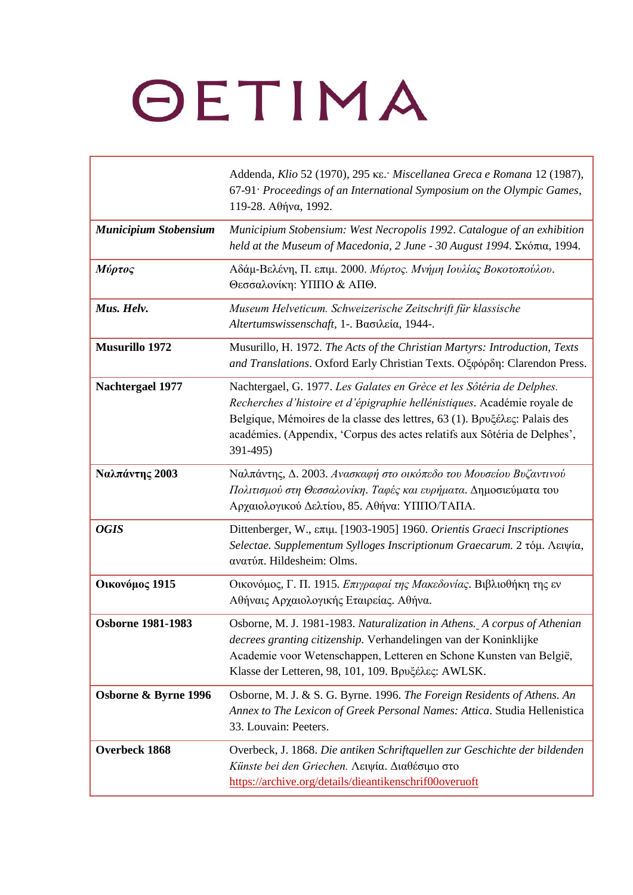| | |
|---|---|
| | Addenda, *Klio* 52 (1970), 295 κε.· *Miscellanea Greca e Romana* 12 (1987), 67-91· *Proceedings of an International Symposium on the Olympic Games*, 119-28. Αθήνα, 1992. |
| ***Municipium Stobensium*** | *Municipium Stobensium: West Necropolis 1992*. *Catalogue of an exhibition held at the Museum of Macedonia, 2 June - 30 August 1994*. Σκόπια, 1994. |
| ***Μύρτος*** | Αδάμ-Βελένη, Π. επιμ. 2000. *Μύρτος. Μνήμη Ιουλίας Βοκοτοπούλου*. Θεσσαλονίκη: ΥΠΠΟ & ΑΠΘ. |
| ***Mus. Helv.*** | *Museum Helveticum. Schweizerische Zeitschrift für klassische Altertumswissenschaft*, 1-. Βασιλεία, 1944-. |
| **Musurillo 1972** | Musurillo, H. 1972. *The Acts of the Christian Martyrs: Introduction, Texts and Translations*. Oxford Early Christian Texts. Οξφόρδη: Clarendon Press. |
| **Nachtergael 1977** | Nachtergael, G. 1977. *Les Galates en Grèce et les Sôtéria de Delphes. Recherches d'histoire et d'épigraphie hellénistiques*. Académie royale de Belgique, Mémoires de la classe des lettres, 63 (1). Βρυξέλες: Palais des académies. (Appendix, 'Corpus des actes relatifs aux Sôtéria de Delphes', 391-495) |
| **Ναλπάντης 2003** | Ναλπάντης, Δ. 2003. *Ανασκαφή στο οικόπεδο του Μουσείου Βυζαντινού Πολιτισμού στη Θεσσαλονίκη. Ταφές και ευρήματα*. Δημοσιεύματα του Αρχαιολογικού Δελτίου, 85. Αθήνα: ΥΠΠΟ/ΤΑΠΑ. |
| ***OGIS*** | Dittenberger, W., επιμ. [1903-1905] 1960. *Orientis Graeci Inscriptiones Selectae. Supplementum Sylloges Inscriptionum Graecarum*. 2 τόμ. Λειψία, ανατύπ. Hildesheim: Olms. |
| **Οικονόμος 1915** | Οικονόμος, Γ. Π. 1915. *Επιγραφαί της Μακεδονίας*. Βιβλιοθήκη της εν Αθήναις Αρχαιολογικής Εταιρείας. Αθήνα. |
| **Osborne 1981-1983** | Osborne, M. J. 1981-1983. *Naturalization in Athens. A corpus of Athenian decrees granting citizenship.* Verhandelingen van der Koninklijke Academie voor Wetenschappen, Letteren en Schone Kunsten van België, Klasse der Letteren, 98, 101, 109. Βρυξέλες: AWLSK. |
| **Osborne & Byrne 1996** | Osborne, M. J. & S. G. Byrne. 1996. *The Foreign Residents of Athens. An Annex to The Lexicon of Greek Personal Names: Attica*. Studia Hellenistica 33. Louvain: Peeters. |
| **Overbeck 1868** | Overbeck, J. 1868. *Die antiken Schriftquellen zur Geschichte der bildenden Künste bei den Griechen.* Λειψία. Διαθέσιμο στο https://archive.org/details/dieantikenschrif00overuoft |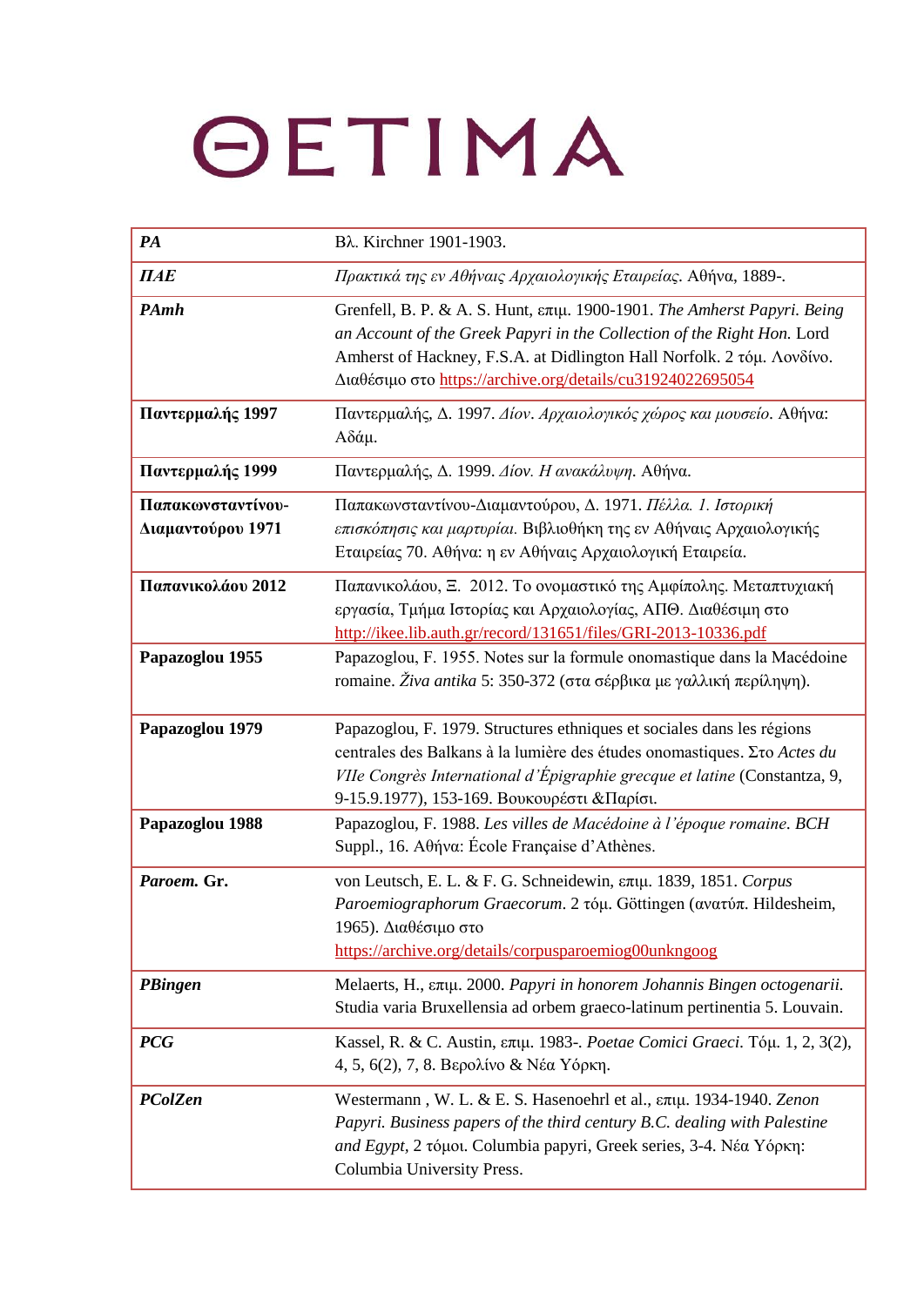| | |
|---|---|
| ***PA*** | Βλ. Kirchner 1901-1903. |
| ***ΠΑΕ*** | *Πρακτικά της εν Αθήναις Αρχαιολογικής Εταιρείας*. Αθήνα, 1889-. |
| ***PAmh*** | Grenfell, B. P. & A. S. Hunt, επιμ. 1900-1901. *The Amherst Papyri. Being an Account of the Greek Papyri in the Collection of the Right Hon.* Lord Amherst of Hackney, F.S.A. at Didlington Hall Norfolk. 2 τόμ. Λονδίνο. Διαθέσιμο στο https://archive.org/details/cu31924022695054 |
| **Παντερμαλής 1997** | Παντερμαλής, Δ. 1997. *Δίον. Αρχαιολογικός χώρος και μουσείο*. Αθήνα: Αδάμ. |
| **Παντερμαλής 1999** | Παντερμαλής, Δ. 1999. *Δίον. Η ανακάλυψη*. Αθήνα. |
| **Παπακωνσταντίνου-Διαμαντούρου 1971** | Παπακωνσταντίνου-Διαμαντούρου, Δ. 1971. *Πέλλα. 1. Ιστορική επισκόπησις και μαρτυρίαι.* Βιβλιοθήκη της εν Αθήναις Αρχαιολογικής Εταιρείας 70. Αθήνα: η εν Αθήναις Αρχαιολογική Εταιρεία. |
| **Παπανικολάου 2012** | Παπανικολάου, Ξ. 2012. Το ονομαστικό της Αμφίπολης. Μεταπτυχιακή εργασία, Τμήμα Ιστορίας και Αρχαιολογίας, ΑΠΘ. Διαθέσιμη στο http://ikee.lib.auth.gr/record/131651/files/GRI-2013-10336.pdf |
| **Papazoglou 1955** | Papazoglou, F. 1955. Notes sur la formule onomastique dans la Macédoine romaine. *Živa antika* 5: 350-372 (στα σέρβικα με γαλλική περίληψη). |
| **Papazoglou 1979** | Papazoglou, F. 1979. Structures ethniques et sociales dans les régions centrales des Balkans à la lumière des études onomastiques. Στο *Actes du VIIe Congrès International d'Épigraphie grecque et latine* (Constantza, 9, 9-15.9.1977), 153-169. Βουκουρέστι &Παρίσι. |
| **Papazoglou 1988** | Papazoglou, F. 1988. *Les villes de Macédoine à l'époque romaine*. *BCH* Suppl., 16. Αθήνα: École Française d'Athènes. |
| ***Paroem.* Gr.** | von Leutsch, E. L. & F. G. Schneidewin, επιμ. 1839, 1851. *Corpus Paroemiographorum Graecorum*. 2 τόμ. Göttingen (ανατύπ. Hildesheim, 1965). Διαθέσιμο στο https://archive.org/details/corpusparoemiog00unkngoog |
| ***PBingen*** | Melaerts, H., επιμ. 2000. *Papyri in honorem Johannis Bingen octogenarii.* Studia varia Bruxellensia ad orbem graeco-latinum pertinentia 5. Louvain. |
| ***PCG*** | Kassel, R. & C. Austin, επιμ. 1983-. *Poetae Comici Graeci*. Τόμ. 1, 2, 3(2), 4, 5, 6(2), 7, 8. Βερολίνο & Νέα Υόρκη. |
| ***PColZen*** | Westermann , W. L. & E. S. Hasenoehrl et al., επιμ. 1934-1940. *Zenon Papyri. Business papers of the third century B.C. dealing with Palestine and Egypt*, 2 τόμοι. Columbia papyri, Greek series, 3-4. Νέα Υόρκη: Columbia University Press. |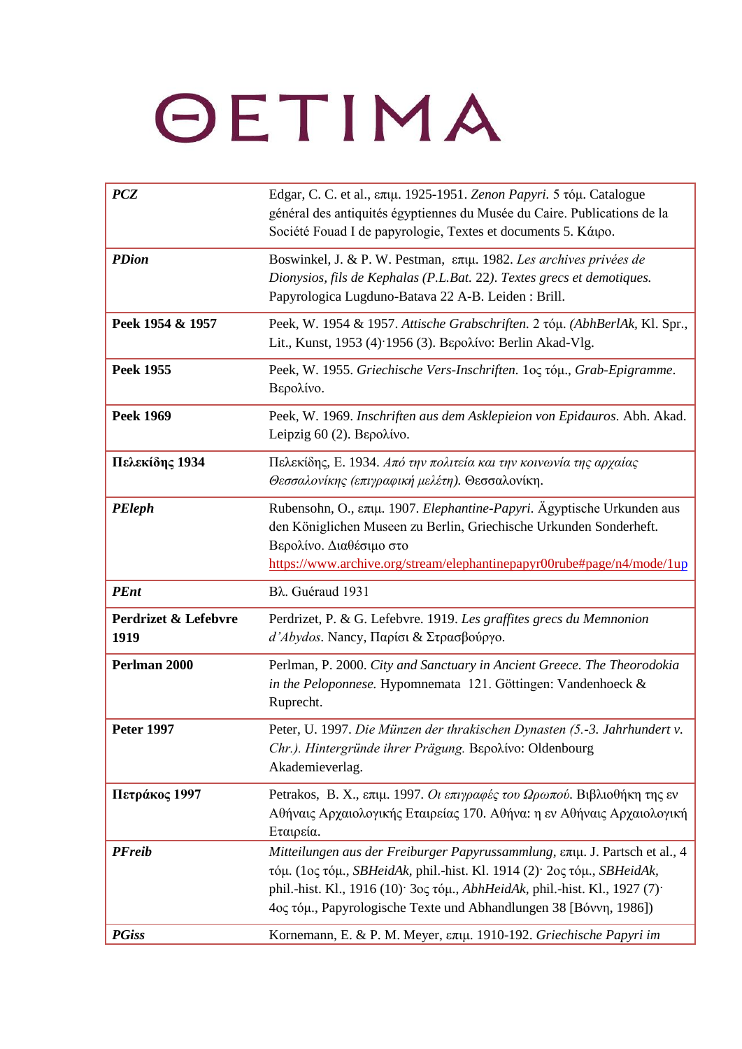# ΘΕΤΙΜΑ

| | |
|---|---|
| ***PCZ*** | Edgar, C. C. et al., επιμ. 1925-1951. *Zenon Papyri.* 5 τόμ. Catalogue général des antiquités égyptiennes du Musée du Caire. Publications de la Société Fouad I de papyrologie, Textes et documents 5. Κάιρο. |
| ***PDion*** | Boswinkel, J. & P. W. Pestman, επιμ. 1982. *Les archives privées de Dionysios, fils de Kephalas (P.L.Bat.* 22*). Textes grecs et demotiques.* Papyrologica Lugduno-Batava 22 A-B. Leiden : Brill. |
| **Peek 1954 & 1957** | Peek, W. 1954 & 1957. *Attische Grabschriften.* 2 τόμ. *(AbhBerlAk*, Kl. Spr., Lit., Kunst, 1953 (4)·1956 (3). Βερολίνο: Berlin Akad-Vlg. |
| **Peek 1955** | Peek, W. 1955. *Griechische Vers-Inschriften.* 1ος τόμ., *Grab-Epigramme*. Βερολίνο. |
| **Peek 1969** | Peek, W. 1969. *Inschriften aus dem Asklepieion von Epidauros*. Abh. Akad. Leipzig 60 (2). Βερολίνο. |
| **Πελεκίδης 1934** | Πελεκίδης, Ε. 1934. *Από την πολιτεία και την κοινωνία της αρχαίας Θεσσαλονίκης (επιγραφική μελέτη).* Θεσσαλονίκη. |
| ***PEleph*** | Rubensohn, O., επιμ. 1907. *Elephantine-Papyri.* Ägyptische Urkunden aus den Königlichen Museen zu Berlin, Griechische Urkunden Sonderheft. Βερολίνο. Διαθέσιμο στο https://www.archive.org/stream/elephantinepapyr00rube#page/n4/mode/1up |
| ***PEnt*** | Βλ. Guéraud 1931 |
| **Perdrizet & Lefebvre 1919** | Perdrizet, P. & G. Lefebvre. 1919. *Les graffites grecs du Memnonion d'Abydos*. Nancy, Παρίσι & Στρασβούργο. |
| **Perlman 2000** | Perlman, P. 2000. *City and Sanctuary in Ancient Greece. The Theorodokia in the Peloponnese.* Hypomnemata 121. Göttingen: Vandenhoeck & Ruprecht. |
| **Peter 1997** | Peter, U. 1997. *Die Münzen der thrakischen Dynasten (5.-3. Jahrhundert v. Chr.). Hintergründe ihrer Prägung.* Βερολίνο: Oldenbourg Akademieverlag. |
| **Πετράκος 1997** | Petrakos, B. X., επιμ. 1997. *Οι επιγραφές του Ωρωπού.* Βιβλιοθήκη της εν Αθήναις Αρχαιολογικής Εταιρείας 170. Αθήνα: η εν Αθήναις Αρχαιολογική Εταιρεία. |
| ***PFreib*** | *Mitteilungen aus der Freiburger Papyrussammlung*, επιμ. J. Partsch et al., 4 τόμ. (1ος τόμ., *SBHeidAk*, phil.-hist. Kl. 1914 (2)· 2ος τόμ., *SBHeidAk*, phil.-hist. Kl., 1916 (10)· 3ος τόμ., *AbhHeidAk*, phil.-hist. Kl., 1927 (7)· 4ος τόμ., Papyrologische Texte und Abhandlungen 38 [Βόννη, 1986]) |
| ***PGiss*** | Kornemann, E. & P. M. Meyer, επιμ. 1910-192. *Griechische Papyri im* |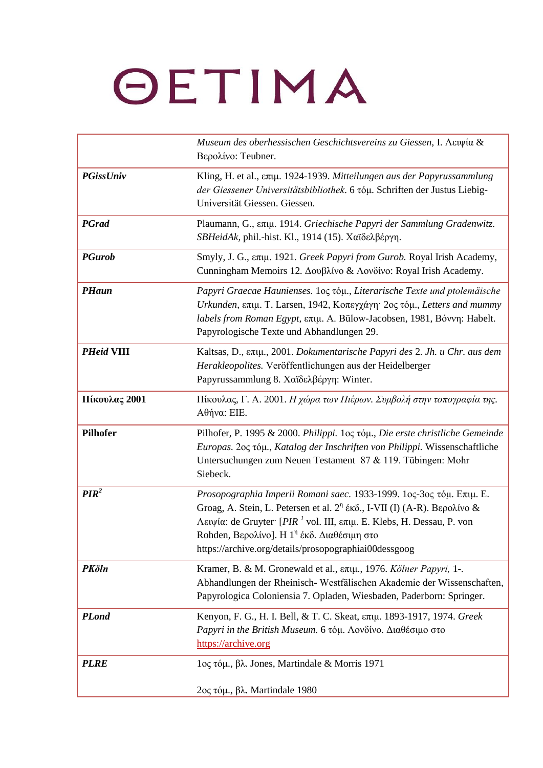| | |
|---|---|
| | *Museum des oberhessischen Geschichtsvereins zu Giessen*, I. Λειψία & Βερολίνο: Teubner. |
| ***PGissUniv*** | Kling, H. et al., επιμ. 1924-1939. *Mitteilungen aus der Papyrussammlung der Giessener Universitätsbibliothek*. 6 τόμ. Schriften der Justus Liebig-Universität Giessen. Giessen. |
| ***PGrad*** | Plaumann, G., επιμ. 1914. *Griechische Papyri der Sammlung Gradenwitz. SBHeidAk*, phil.-hist. Kl., 1914 (15). Χαϊδελβέργη. |
| ***PGurob*** | Smyly, J. G., επιμ. 1921. *Greek Papyri from Gurob.* Royal Irish Academy, Cunningham Memoirs 12. Δουβλίνο & Λονδίνο: Royal Irish Academy. |
| ***PHaun*** | *Papyri Graecae Haunienses.* 1ος τόμ., *Literarische Texte und ptolemäische Urkunden*, επιμ. T. Larsen, 1942, Κοπεγχάγη· 2ος τόμ., *Letters and mummy labels from Roman Egypt*, επιμ. A. Bülow-Jacobsen, 1981, Βόννη: Habelt. Papyrologische Texte und Abhandlungen 29. |
| ***PHeid* VIII** | Kaltsas, D., επιμ., 2001. *Dokumentarische Papyri des 2. Jh. u Chr. aus dem Herakleopolites.* Veröffentlichungen aus der Heidelberger Papyrussammlung 8. Χαϊδελβέργη: Winter. |
| **Πίκουλας 2001** | Πίκουλας, Γ. Α. 2001. *Η χώρα των Πιέρων. Συμβολή στην τοπογραφία της.* Αθήνα: ΕΙΕ. |
| **Pilhofer** | Pilhofer, P. 1995 & 2000. *Philippi.* 1ος τόμ., *Die erste christliche Gemeinde Europas.* 2ος τόμ., *Katalog der Inschriften von Philippi.* Wissenschaftliche Untersuchungen zum Neuen Testament 87 & 119. Tübingen: Mohr Siebeck. |
| ***PIR²*** | *Prosopographia Imperii Romani saec.* 1933-1999. 1ος-3ος τόμ. Επιμ. E. Groag, A. Stein, L. Petersen et al. 2η έκδ., I-VII (I) (A-R). Βερολίνο & Λειψία: de Gruyter· [*PIR¹* vol. III, επιμ. E. Klebs, H. Dessau, P. von Rohden, Βερολίνο]. Η 1η έκδ. Διαθέσιμη στο https://archive.org/details/prosopographiai00dessgoog |
| ***PKöln*** | Kramer, B. & M. Gronewald et al., επιμ., 1976. *Kölner Papyri,* 1-. Abhandlungen der Rheinisch- Westfälischen Akademie der Wissenschaften, Papyrologica Coloniensia 7. Opladen, Wiesbaden, Paderborn: Springer. |
| ***PLond*** | Kenyon, F. G., H. I. Bell, & T. C. Skeat, επιμ. 1893-1917, 1974. *Greek Papyri in the British Museum.* 6 τόμ. Λονδίνο. Διαθέσιμο στο https://archive.org |
| ***PLRE*** | 1ος τόμ., βλ. Jones, Martindale & Morris 1971<br><br>2ος τόμ., βλ. Martindale 1980 |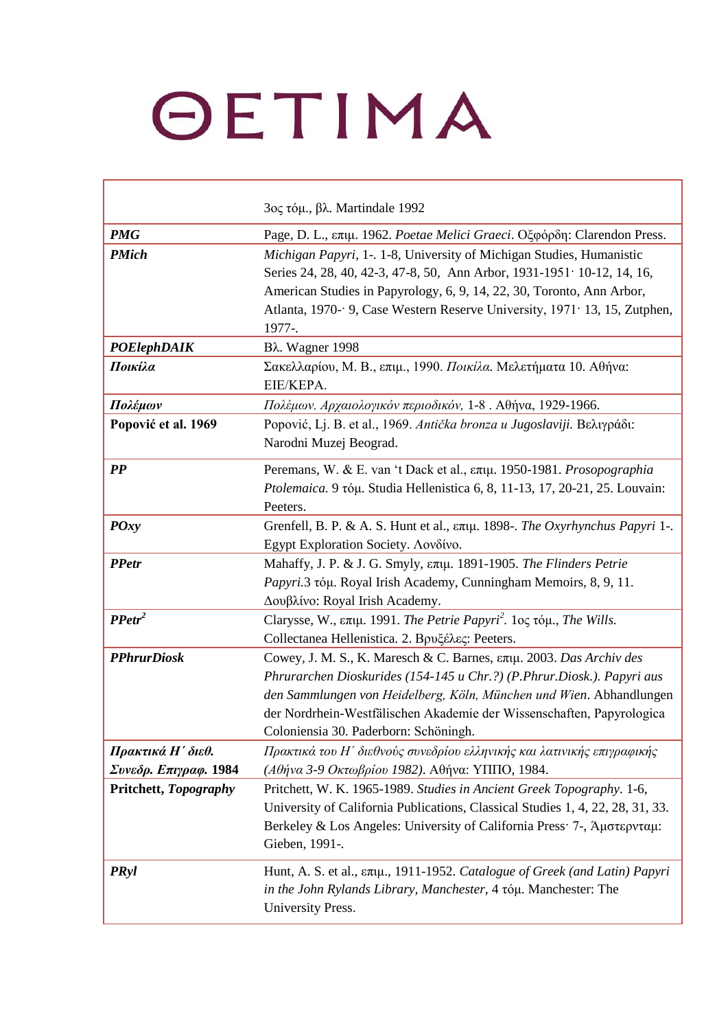| | |
|---|---|
| | 3ος τόμ., βλ. Martindale 1992 |
| ***PMG*** | Page, D. L., επιμ. 1962. *Poetae Melici Graeci*. Οξφόρδη: Clarendon Press. |
| ***PMich*** | *Michigan Papyri*, 1-. 1-8, University of Michigan Studies, Humanistic Series 24, 28, 40, 42-3, 47-8, 50, Ann Arbor, 1931-1951· 10-12, 14, 16, American Studies in Papyrology, 6, 9, 14, 22, 30, Toronto, Ann Arbor, Atlanta, 1970-· 9, Case Western Reserve University, 1971· 13, 15, Zutphen, 1977-. |
| ***POElephDAIK*** | Βλ. Wagner 1998 |
| ***Ποικίλα*** | Σακελλαρίου, Μ. Β., επιμ., 1990. *Ποικίλα*. Μελετήματα 10. Αθήνα: ΕΙΕ/ΚΕΡΑ. |
| ***Πολέμων*** | *Πολέμων. Αρχαιολογικόν περιοδικόν,* 1-8 . Αθήνα, 1929-1966. |
| **Popović et al. 1969** | Popović, Lj. B. et al., 1969. *Antička bronza u Jugoslaviji.* Βελιγράδι: Narodni Muzej Beograd. |
| ***PP*** | Peremans, W. & E. van 't Dack et al., επιμ. 1950-1981. *Prosopographia Ptolemaica.* 9 τόμ. Studia Hellenistica 6, 8, 11-13, 17, 20-21, 25. Louvain: Peeters. |
| ***POxy*** | Grenfell, B. P. & A. S. Hunt et al., επιμ. 1898-. *The Oxyrhynchus Papyri* 1-. Egypt Exploration Society. Λονδίνο. |
| ***PPetr*** | Mahaffy, J. P. & J. G. Smyly, επιμ. 1891-1905. *The Flinders Petrie Papyri.*3 τόμ. Royal Irish Academy, Cunningham Memoirs, 8, 9, 11. Δουβλίνο: Royal Irish Academy. |
| ***PPetr²*** | Clarysse, W., επιμ. 1991. *The Petrie Papyri²*. 1ος τόμ., *The Wills.* Collectanea Hellenistica. 2. Βρυξέλες: Peeters. |
| ***PPhrurDiosk*** | Cowey, J. M. S., K. Maresch & C. Barnes, επιμ. 2003. *Das Archiv des Phrurarchen Dioskurides (154-145 u Chr.?) (P.Phrur.Diosk.). Papyri aus den Sammlungen von Heidelberg, Köln, München und Wien*. Abhandlungen der Nordrhein-Westfälischen Akademie der Wissenschaften, Papyrologica Coloniensia 30. Paderborn: Schöningh. |
| ***Πρακτικά Η΄ διεθ. Συνεδρ. Επιγραφ.* 1984** | *Πρακτικά του Η΄ διεθνούς συνεδρίου ελληνικής και λατινικής επιγραφικής (Αθήνα 3-9 Οκτωβρίου 1982)*. Αθήνα: ΥΠΠΟ, 1984. |
| **Pritchett, *Topography*** | Pritchett, W. K. 1965-1989. *Studies in Ancient Greek Topography*. 1-6, University of California Publications, Classical Studies 1, 4, 22, 28, 31, 33. Berkeley & Los Angeles: University of California Press· 7-, Άμστερνταμ: Gieben, 1991-. |
| ***PRyl*** | Hunt, A. S. et al., επιμ., 1911-1952. *Catalogue of Greek (and Latin) Papyri in the John Rylands Library, Manchester,* 4 τόμ. Manchester: The University Press. |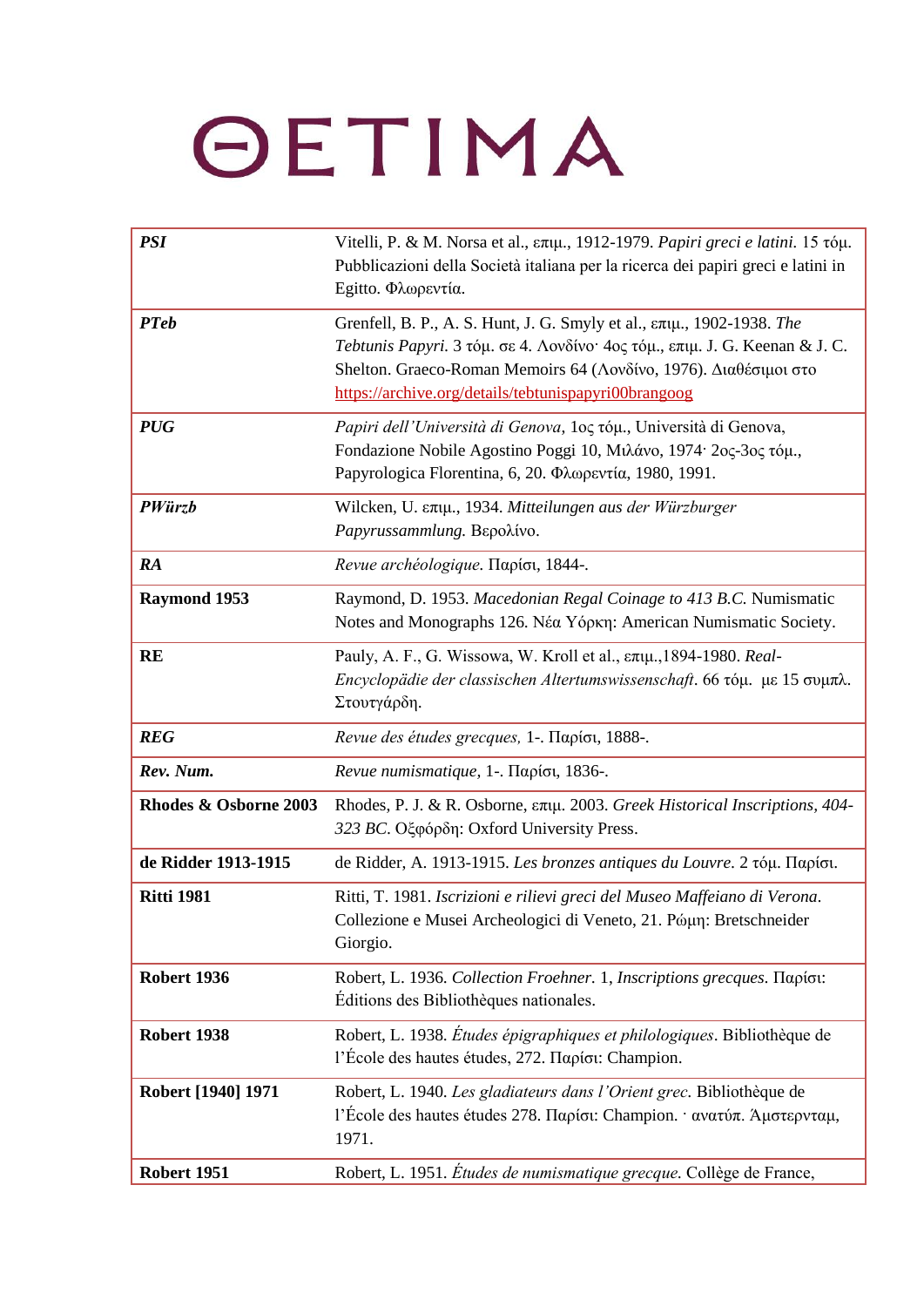| | |
|---|---|
| ***PSI*** | Vitelli, P. & M. Norsa et al., επιμ., 1912-1979. *Papiri greci e latini.* 15 τόμ. Pubblicazioni della Società italiana per la ricerca dei papiri greci e latini in Egitto. Φλωρεντία. |
| ***PTeb*** | Grenfell, B. P., A. S. Hunt, J. G. Smyly et al., επιμ., 1902-1938. *The Tebtunis Papyri.* 3 τόμ. σε 4. Λονδίνο· 4ος τόμ., επιμ. J. G. Keenan & J. C. Shelton. Graeco-Roman Memoirs 64 (Λονδίνο, 1976). Διαθέσιμοι στο https://archive.org/details/tebtunispapyri00brangoog |
| ***PUG*** | *Papiri dell'Università di Genova*, 1ος τόμ., Università di Genova, Fondazione Nobile Agostino Poggi 10, Μιλάνο, 1974· 2ος-3ος τόμ., Papyrologica Florentina, 6, 20. Φλωρεντία, 1980, 1991. |
| ***PWürzb*** | Wilcken, U. επιμ., 1934. *Mitteilungen aus der Würzburger Papyrussammlung.* Βερολίνο. |
| ***RA*** | *Revue archéologique*. Παρίσι, 1844-. |
| **Raymond 1953** | Raymond, D. 1953. *Macedonian Regal Coinage to 413 B.C.* Numismatic Notes and Monographs 126. Νέα Υόρκη: American Numismatic Society. |
| **RE** | Pauly, A. F., G. Wissowa, W. Kroll et al., επιμ.,1894-1980. *Real-Encyclopädie der classischen Altertumswissenschaft*. 66 τόμ. με 15 συμπλ. Στουτγάρδη. |
| ***REG*** | *Revue des études grecques,* 1-. Παρίσι, 1888-. |
| ***Rev. Num.*** | *Revue numismatique*, 1-. Παρίσι, 1836-. |
| **Rhodes & Osborne 2003** | Rhodes, P. J. & R. Osborne, επιμ. 2003. *Greek Historical Inscriptions, 404-323 BC*. Οξφόρδη: Oxford University Press. |
| **de Ridder 1913-1915** | de Ridder, A. 1913-1915. *Les bronzes antiques du Louvre*. 2 τόμ. Παρίσι. |
| **Ritti 1981** | Ritti, T. 1981. *Iscrizioni e rilievi greci del Museo Maffeiano di Verona*. Collezione e Musei Archeologici di Veneto, 21. Ρώμη: Bretschneider Giorgio. |
| **Robert 1936** | Robert, L. 1936. *Collection Froehner*. 1, *Inscriptions grecques*. Παρίσι: Éditions des Bibliothèques nationales. |
| **Robert 1938** | Robert, L. 1938. *Études épigraphiques et philologiques*. Bibliothèque de l'École des hautes études, 272. Παρίσι: Champion. |
| **Robert [1940] 1971** | Robert, L. 1940. *Les gladiateurs dans l'Orient grec*. Bibliothèque de l'École des hautes études 278. Παρίσι: Champion. · ανατύπ. Άμστερνταμ, 1971. |
| **Robert 1951** | Robert, L. 1951. *Études de numismatique grecque*. Collège de France, |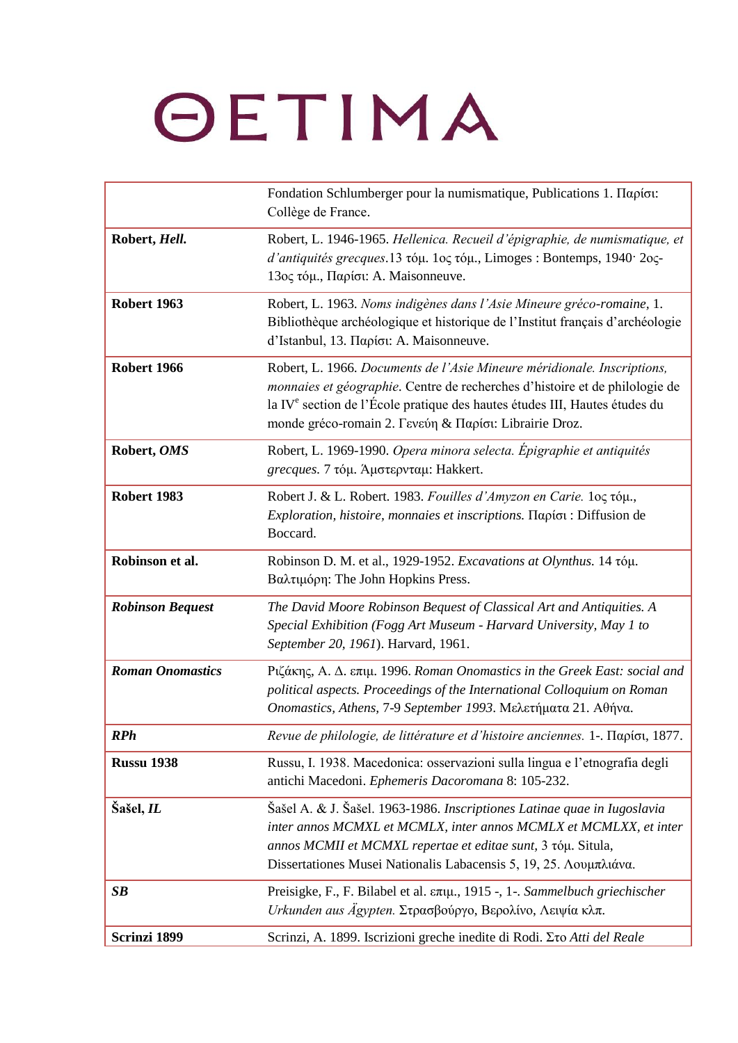| | |
|---|---|
| | Fondation Schlumberger pour la numismatique, Publications 1. Παρίσι: Collège de France. |
| **Robert, *Hell.*** | Robert, L. 1946-1965. *Hellenica. Recueil d'épigraphie, de numismatique, et d'antiquités grecques*.13 τόμ. 1ος τόμ., Limoges : Bontemps, 1940· 2ος-13ος τόμ., Παρίσι: A. Maisonneuve. |
| **Robert 1963** | Robert, L. 1963. *Noms indigènes dans l'Asie Mineure gréco-romaine*, 1. Bibliothèque archéologique et historique de l'Institut français d'archéologie d'Istanbul, 13. Παρίσι: A. Maisonneuve. |
| **Robert 1966** | Robert, L. 1966. *Documents de l'Asie Mineure méridionale. Inscriptions, monnaies et géographie*. Centre de recherches d'histoire et de philologie de la IV[e] section de l'École pratique des hautes études III, Hautes études du monde gréco-romain 2. Γενεύη & Παρίσι: Librairie Droz. |
| **Robert, *OMS*** | Robert, L. 1969-1990. *Opera minora selecta. Épigraphie et antiquités grecques*. 7 τόμ. Άμστερνταμ: Hakkert. |
| **Robert 1983** | Robert J. & L. Robert. 1983. *Fouilles d'Amyzon en Carie.* 1ος τόμ., *Exploration, histoire, monnaies et inscriptions.* Παρίσι : Diffusion de Boccard. |
| **Robinson et al.** | Robinson D. M. et al., 1929-1952. *Excavations at Olynthus.* 14 τόμ. Βαλτιμόρη: The John Hopkins Press. |
| ***Robinson Bequest*** | *The David Moore Robinson Bequest of Classical Art and Antiquities. A Special Exhibition (Fogg Art Museum - Harvard University, May 1 to September 20, 1961*). Harvard, 1961. |
| ***Roman Onomastics*** | Ριζάκης, Α. Δ. επιμ. 1996. *Roman Onomastics in the Greek East: social and political aspects. Proceedings of the International Colloquium on Roman Onomastics, Athens, 7-9 September 1993*. Μελετήματα 21. Αθήνα. |
| ***RPh*** | *Revue de philologie, de littérature et d'histoire anciennes.* 1-. Παρίσι, 1877. |
| **Russu 1938** | Russu, I. 1938. Macedonica: osservazioni sulla lingua e l'etnografia degli antichi Macedoni. *Ephemeris Dacoromana* 8: 105-232. |
| **Šašel, *IL*** | Šašel A. & J. Šašel. 1963-1986. *Inscriptiones Latinae quae in Iugoslavia inter annos MCMXL et MCMLX, inter annos MCMLX et MCMLXX, et inter annos MCMII et MCMXL repertae et editae sunt*, 3 τόμ. Situla, Dissertationes Musei Nationalis Labacensis 5, 19, 25. Λουμπλιάνα. |
| ***SB*** | Preisigke, F., F. Bilabel et al. επιμ., 1915 -, 1-. *Sammelbuch griechischer Urkunden aus Ägypten.* Στρασβούργο, Βερολίνο, Λειψία κλπ. |
| **Scrinzi 1899** | Scrinzi, A. 1899. Iscrizioni greche inedite di Rodi. Στο *Atti del Reale* |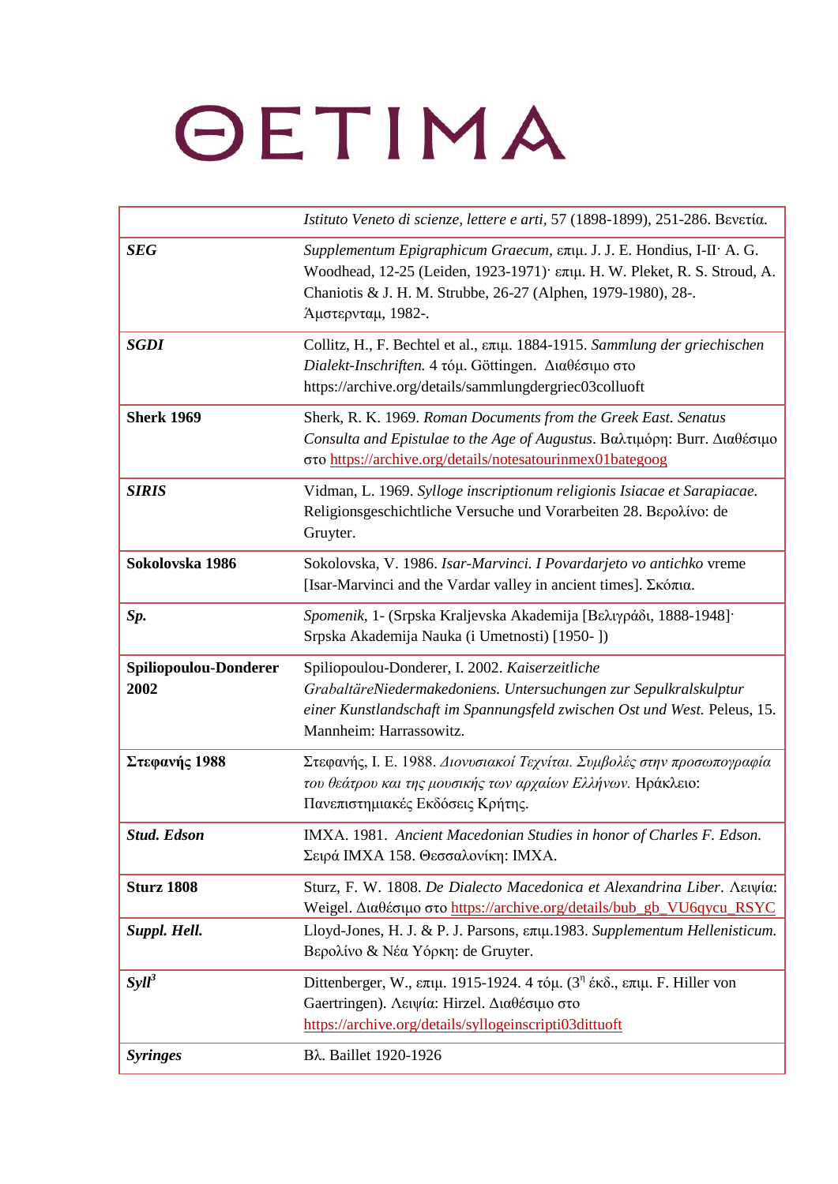| | |
|---|---|
| | *Istituto Veneto di scienze, lettere e arti*, 57 (1898-1899), 251-286. Βενετία. |
| ***SEG*** | *Supplementum Epigraphicum Graecum*, επιμ. J. J. E. Hondius, I-II· A. G. Woodhead, 12-25 (Leiden, 1923-1971)· επιμ. H. W. Pleket, R. S. Stroud, A. Chaniotis & J. H. M. Strubbe, 26-27 (Alphen, 1979-1980), 28-. Άμστερνταμ, 1982-. |
| ***SGDI*** | Collitz, H., F. Bechtel et al., επιμ. 1884-1915. *Sammlung der griechischen Dialekt-Inschriften.* 4 τόμ. Göttingen. Διαθέσιμο στο https://archive.org/details/sammlungdergriec03colluoft |
| **Sherk 1969** | Sherk, R. K. 1969. *Roman Documents from the Greek East. Senatus Consulta and Epistulae to the Age of Augustus*. Βαλτιμόρη: Burr. Διαθέσιμο στο https://archive.org/details/notesatourinmex01bategoog |
| ***SIRIS*** | Vidman, L. 1969. *Sylloge inscriptionum religionis Isiacae et Sarapiacae.* Religionsgeschichtliche Versuche und Vorarbeiten 28. Βερολίνο: de Gruyter. |
| **Sokolovska 1986** | Sokolovska, V. 1986. *Isar-Marvinci. I Povardarjeto vo antichko* vreme [Isar-Marvinci and the Vardar valley in ancient times]. Σκόπια. |
| ***Sp.*** | *Spomenik*, 1- (Srpska Kraljevska Akademija [Βελιγράδι, 1888-1948]· Srpska Akademija Nauka (i Umetnosti) [1950- ]) |
| **Spiliopoulou-Donderer 2002** | Spiliopoulou-Donderer, I. 2002. *Kaiserzeitliche GrabaltäreNiedermakedoniens. Untersuchungen zur Sepulkralskulptur einer Kunstlandschaft im Spannungsfeld zwischen Ost und West.* Peleus, 15. Mannheim: Harrassowitz. |
| **Στεφανής 1988** | Στεφανής, Ι. Ε. 1988. *Διονυσιακοί Τεχνίται. Συμβολές στην προσωπογραφία του θεάτρου και της μουσικής των αρχαίων Ελλήνων.* Ηράκλειο: Πανεπιστημιακές Εκδόσεις Κρήτης. |
| ***Stud. Edson*** | ΙΜΧΑ. 1981. *Ancient Macedonian Studies in honor of Charles F. Edson.* Σειρά ΙΜΧΑ 158. Θεσσαλονίκη: ΙΜΧΑ. |
| **Sturz 1808** | Sturz, F. W. 1808. *De Dialecto Macedonica et Alexandrina Liber*. Λειψία: Weigel. Διαθέσιμο στο https://archive.org/details/bub_gb_VU6qycu_RSYC |
| ***Suppl. Hell.*** | Lloyd-Jones, H. J. & P. J. Parsons, επιμ.1983. *Supplementum Hellenisticum.* Βερολίνο & Νέα Υόρκη: de Gruyter. |
| ***Syll***[3] | Dittenberger, W., επιμ. 1915-1924. 4 τόμ. (3η έκδ., επιμ. F. Hiller von Gaertringen). Λειψία: Hirzel. Διαθέσιμο στο https://archive.org/details/syllogeinscripti03dittuoft |
| ***Syringes*** | Βλ. Baillet 1920-1926 |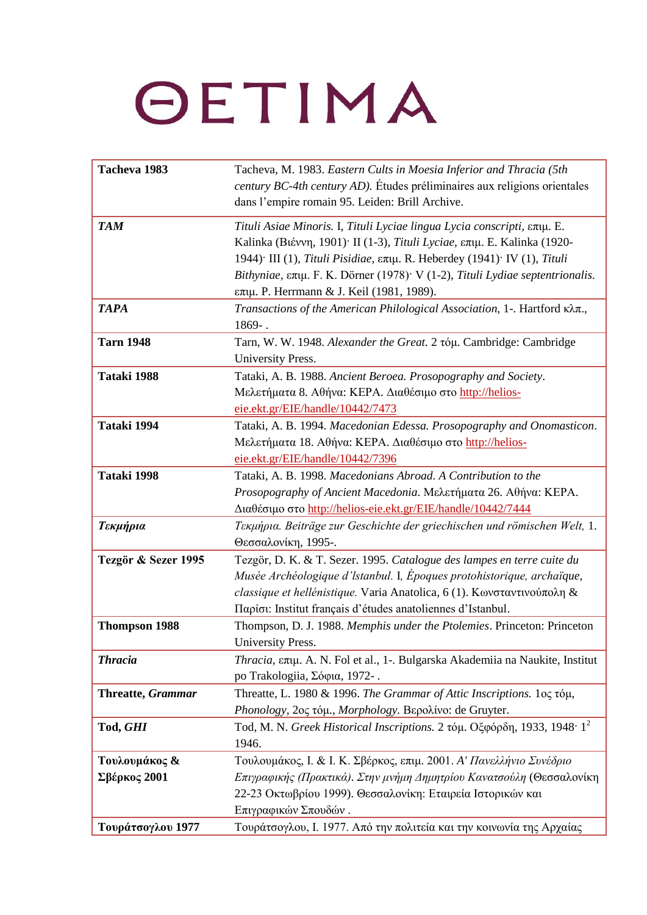# ΘΕΤΙΜΑ

| | |
|---|---|
| **Tacheva 1983** | Tacheva, M. 1983. *Eastern Cults in Moesia Inferior and Thracia (5th century BC-4th century AD).* Études préliminaires aux religions orientales dans l'empire romain 95. Leiden: Brill Archive. |
| ***TAM*** | *Tituli Asiae Minoris.* I, *Tituli Lyciae lingua Lycia conscripti*, επιμ. E. Kalinka (Βιέννη, 1901)· II (1-3), *Tituli Lyciae*, επιμ. E. Kalinka (1920-1944)· III (1), *Tituli Pisidiae*, επιμ. R. Heberdey (1941)· IV (1), *Tituli Bithyniae*, επιμ. F. K. Dörner (1978)· V (1-2), *Tituli Lydiae septentrionalis.* επιμ. P. Herrmann & J. Keil (1981, 1989). |
| ***TAPA*** | *Transactions of the American Philological Association,* 1-. Hartford κλπ., 1869- . |
| **Tarn 1948** | Tarn, W. W. 1948. *Alexander the Great.* 2 τόμ. Cambridge: Cambridge University Press. |
| **Tataki 1988** | Tataki, A. B. 1988. *Ancient Beroea. Prosopography and Society*. Μελετήματα 8. Αθήνα: ΚΕΡΑ. Διαθέσιμο στο http://helios-eie.ekt.gr/EIE/handle/10442/7473 |
| **Tataki 1994** | Tataki, A. B. 1994. *Macedonian Edessa. Prosopography and Onomasticon*. Μελετήματα 18. Αθήνα: ΚΕΡΑ. Διαθέσιμο στο http://helios-eie.ekt.gr/EIE/handle/10442/7396 |
| **Tataki 1998** | Tataki, A. B. 1998. *Macedonians Abroad. A Contribution to the Prosopography of Ancient Macedonia*. Μελετήματα 26. Αθήνα: ΚΕΡΑ. Διαθέσιμο στο http://helios-eie.ekt.gr/EIE/handle/10442/7444 |
| ***Τεκμήρια*** | *Τεκμήρια. Beiträge zur Geschichte der griechischen und römischen Welt,* 1. Θεσσαλονίκη, 1995-. |
| **Tezgör & Sezer 1995** | Tezgör, D. K. & T. Sezer. 1995. *Catalogue des lampes en terre cuite du Musée Archéologique d'Istanbul.* I, *Époques protohistorique, archaïque, classique et hellénistique.* Varia Anatolica, 6 (1). Κωνσταντινούπολη & Παρίσι: Institut français d'études anatoliennes d'Istanbul. |
| **Thompson 1988** | Thompson, D. J. 1988. *Memphis under the Ptolemies*. Princeton: Princeton University Press. |
| ***Thracia*** | *Thracia*, επιμ. A. N. Fol et al., 1-. Bulgarska Akademiia na Naukite, Institut po Trakologiia, Σόφια, 1972- . |
| **Threatte, *Grammar*** | Threatte, L. 1980 & 1996. *The Grammar of Attic Inscriptions.* 1ος τόμ, *Phonology*, 2ος τόμ., *Morphology*. Βερολίνο: de Gruyter. |
| **Tod, *GHI*** | Tod, M. N. *Greek Historical Inscriptions.* 2 τόμ. Οξφόρδη, 1933, 1948· $1^2$ 1946. |
| **Τουλουμάκος & Σβέρκος 2001** | Τουλουμάκος, Ι. & Ι. Κ. Σβέρκος, επιμ. 2001. *Α' Πανελλήνιο Συνέδριο Επιγραφικής (Πρακτικά). Στην μνήμη Δημητρίου Κανατσούλη* (Θεσσαλονίκη 22-23 Οκτωβρίου 1999). Θεσσαλονίκη: Εταιρεία Ιστορικών και Επιγραφικών Σπουδών . |
| **Τουράτσογλου 1977** | Τουράτσογλου, Ι. 1977. Από την πολιτεία και την κοινωνία της Αρχαίας |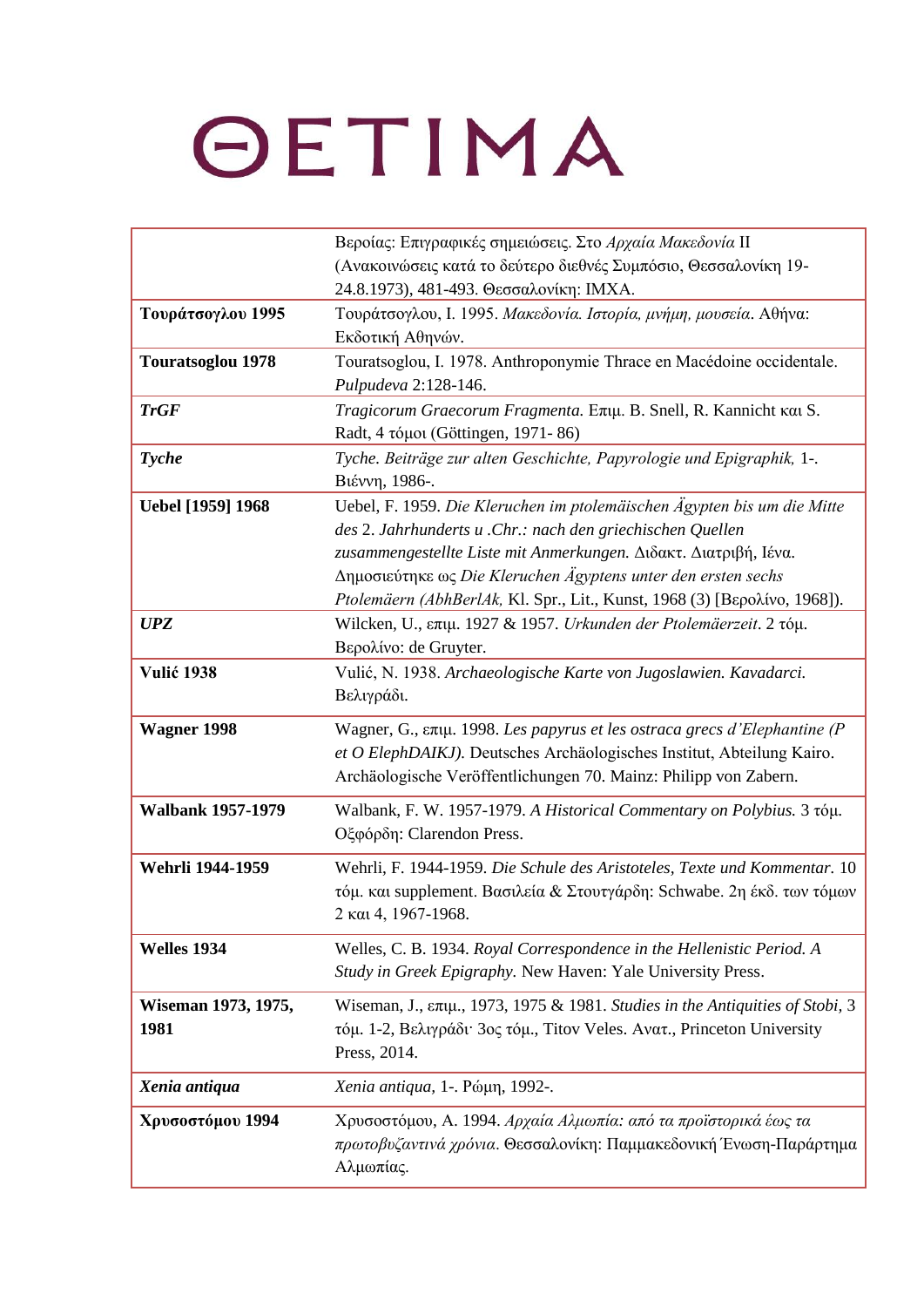| | |
|---|---|
| | Βεροίας: Επιγραφικές σημειώσεις. Στο *Αρχαία Μακεδονία* II (Ανακοινώσεις κατά το δεύτερο διεθνές Συμπόσιο, Θεσσαλονίκη 19-24.8.1973), 481-493. Θεσσαλονίκη: ΙΜΧΑ. |
| **Τουράτσογλου 1995** | Τουράτσογλου, Ι. 1995. *Μακεδονία. Ιστορία, μνήμη, μουσεία*. Αθήνα: Εκδοτική Αθηνών. |
| **Touratsoglou 1978** | Touratsoglou, I. 1978. Anthroponymie Thrace en Macédoine occidentale. *Pulpudeva* 2:128-146. |
| ***TrGF*** | *Tragicorum Graecorum Fragmenta.* Επιμ. B. Snell, R. Kannicht και S. Radt, 4 τόμοι (Göttingen, 1971- 86) |
| ***Tyche*** | *Tyche. Beiträge zur alten Geschichte, Papyrologie und Epigraphik,* 1-. Βιέννη, 1986-. |
| **Uebel [1959] 1968** | Uebel, F. 1959. *Die Kleruchen im ptolemäischen Ägypten bis um die Mitte des* 2. *Jahrhunderts u .Chr.: nach den griechischen Quellen zusammengestellte Liste mit Anmerkungen.* Διδακτ. Διατριβή, Ιένα. Δημοσιεύτηκε ως *Die Kleruchen Ägyptens unter den ersten sechs Ptolemäern (AbhBerlAk,* Kl. Spr., Lit., Kunst, 1968 (3) [Βερολίνο, 1968]). |
| ***UPZ*** | Wilcken, U., επιμ. 1927 & 1957. *Urkunden der Ptolemäerzeit*. 2 τόμ. Βερολίνο: de Gruyter. |
| **Vulić 1938** | Vulić, N. 1938. *Archaeologische Karte von Jugoslawien. Kavadarci.* Βελιγράδι. |
| **Wagner 1998** | Wagner, G., επιμ. 1998. *Les papyrus et les ostraca grecs d'Elephantine (P et O ElephDAIKJ).* Deutsches Archäologisches Institut, Abteilung Kairo. Archäologische Veröffentlichungen 70. Mainz: Philipp von Zabern. |
| **Walbank 1957-1979** | Walbank, F. W. 1957-1979. *A Historical Commentary on Polybius.* 3 τόμ. Οξφόρδη: Clarendon Press. |
| **Wehrli 1944-1959** | Wehrli, F. 1944-1959. *Die Schule des Aristoteles, Texte und Kommentar*. 10 τόμ. και supplement. Βασιλεία & Στουτγάρδη: Schwabe. 2η έκδ. των τόμων 2 και 4, 1967-1968. |
| **Welles 1934** | Welles, C. B. 1934. *Royal Correspondence in the Hellenistic Period. A Study in Greek Epigraphy.* New Haven: Yale University Press. |
| **Wiseman 1973, 1975, 1981** | Wiseman, J., επιμ., 1973, 1975 & 1981. *Studies in the Antiquities of Stobi*, 3 τόμ. 1-2, Βελιγράδι· 3ος τόμ., Titov Veles. Ανατ., Princeton University Press, 2014. |
| ***Xenia antiqua*** | *Xenia antiqua*, 1-. Ρώμη, 1992-. |
| **Χρυσοστόμου 1994** | Χρυσοστόμου, Α. 1994. *Αρχαία Αλμωπία: από τα προϊστορικά έως τα πρωτοβυζαντινά χρόνια*. Θεσσαλονίκη: Παμμακεδονική Ένωση-Παράρτημα Αλμωπίας. |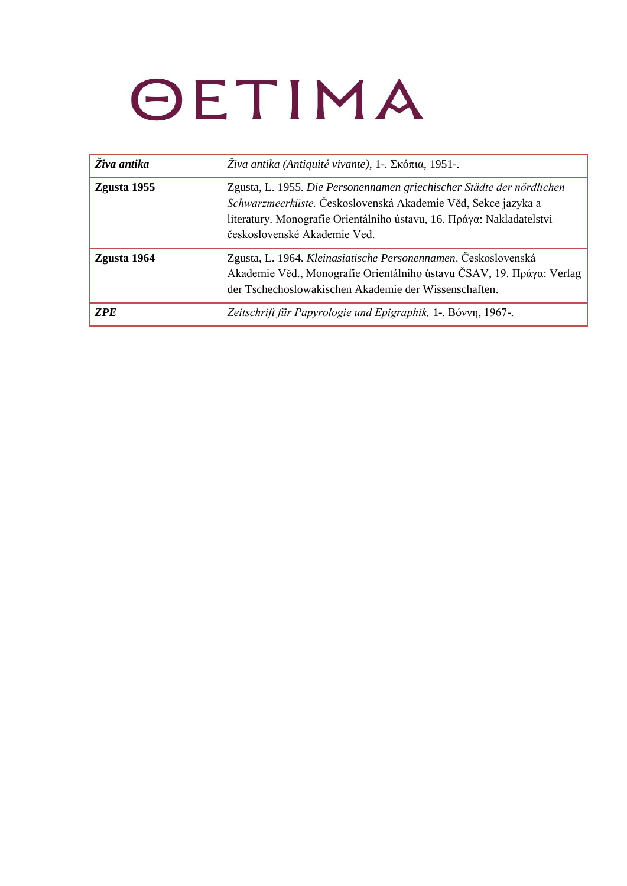| | |
|---|---|
| ***Živa antika*** | *Živa antika (Antiquité vivante)*, 1-. Σκόπια, 1951-. |
| **Zgusta 1955** | Zgusta, L. 1955. *Die Personennamen griechischer Städte der nördlichen Schwarzmeerküste.* Československá Akademie Věd, Sekce jazyka a literatury. Monografie Orientálniho ústavu, 16. Πράγα: Nakladatelstvi československé Akademie Ved. |
| **Zgusta 1964** | Zgusta, L. 1964. *Kleinasiatische Personennamen*. Československá Akademie Věd., Monografie Orientálniho ústavu ČSAV, 19. Πράγα: Verlag der Tschechoslowakischen Akademie der Wissenschaften. |
| ***ZPE*** | *Zeitschrift für Papyrologie und Epigraphik,* 1-. Βόννη, 1967-. |